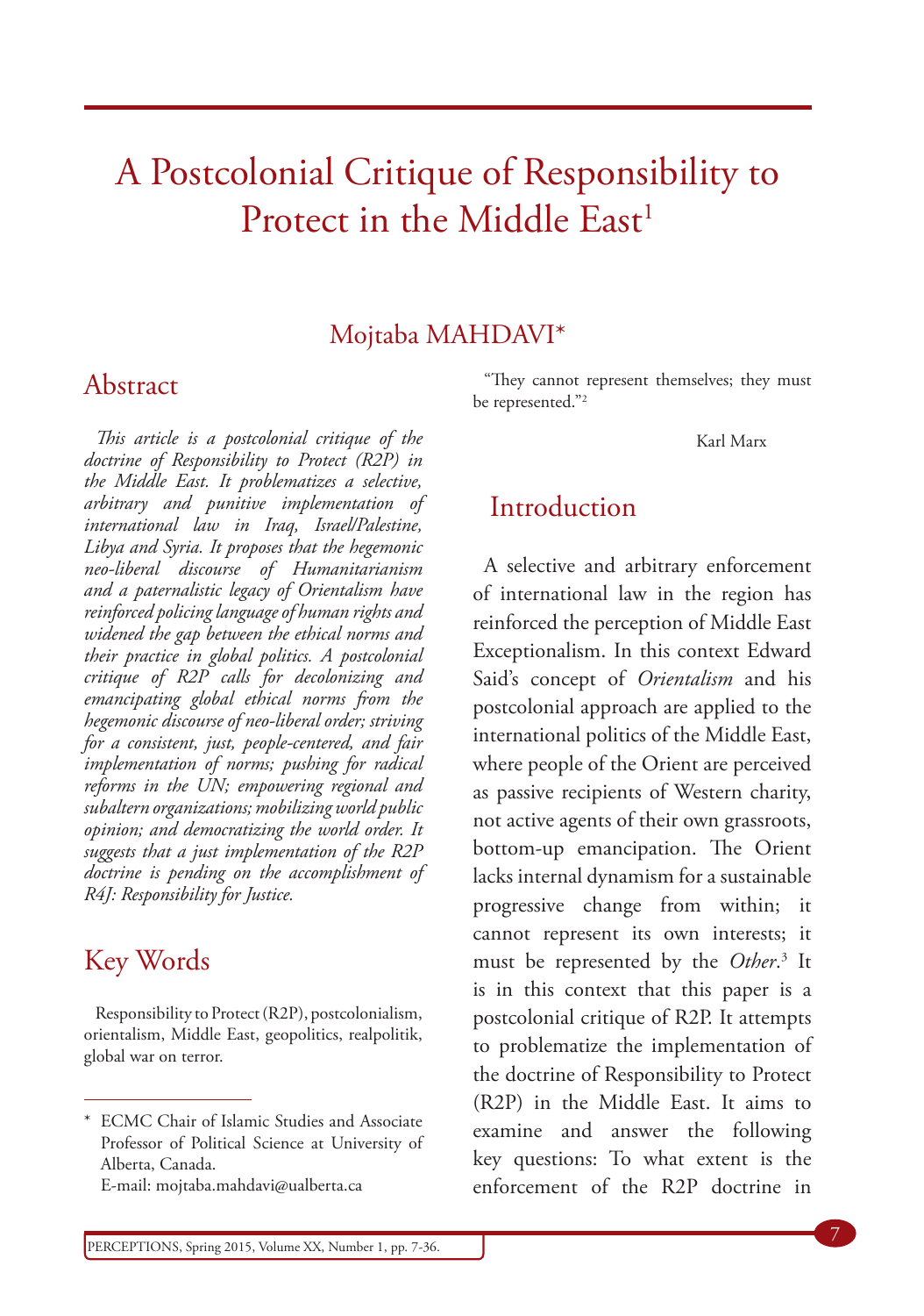# A Postcolonial Critique of Responsibility to Protect in the Middle East[1]

Mojtaba MAHDAVI*

## Abstract

*This article is a postcolonial critique of the doctrine of Responsibility to Protect (R2P) in the Middle East. It problematizes a selective, arbitrary and punitive implementation of international law in Iraq, Israel/Palestine, Libya and Syria. It proposes that the hegemonic neo-liberal discourse of Humanitarianism and a paternalistic legacy of Orientalism have reinforced policing language of human rights and widened the gap between the ethical norms and their practice in global politics. A postcolonial critique of R2P calls for decolonizing and emancipating global ethical norms from the hegemonic discourse of neo-liberal order; striving for a consistent, just, people-centered, and fair implementation of norms; pushing for radical reforms in the UN; empowering regional and subaltern organizations; mobilizing world public opinion; and democratizing the world order. It suggests that a just implementation of the R2P doctrine is pending on the accomplishment of R4J: Responsibility for Justice.*

## Key Words

Responsibility to Protect (R2P), postcolonialism, orientalism, Middle East, geopolitics, realpolitik, global war on terror.

\* ECMC Chair of Islamic Studies and Associate Professor of Political Science at University of Alberta, Canada.
E-mail: mojtaba.mahdavi@ualberta.ca

"They cannot represent themselves; they must be represented."[2]

Karl Marx

## Introduction

A selective and arbitrary enforcement of international law in the region has reinforced the perception of Middle East Exceptionalism. In this context Edward Said's concept of *Orientalism* and his postcolonial approach are applied to the international politics of the Middle East, where people of the Orient are perceived as passive recipients of Western charity, not active agents of their own grassroots, bottom-up emancipation. The Orient lacks internal dynamism for a sustainable progressive change from within; it cannot represent its own interests; it must be represented by the *Other*.[3] It is in this context that this paper is a postcolonial critique of R2P. It attempts to problematize the implementation of the doctrine of Responsibility to Protect (R2P) in the Middle East. It aims to examine and answer the following key questions: To what extent is the enforcement of the R2P doctrine in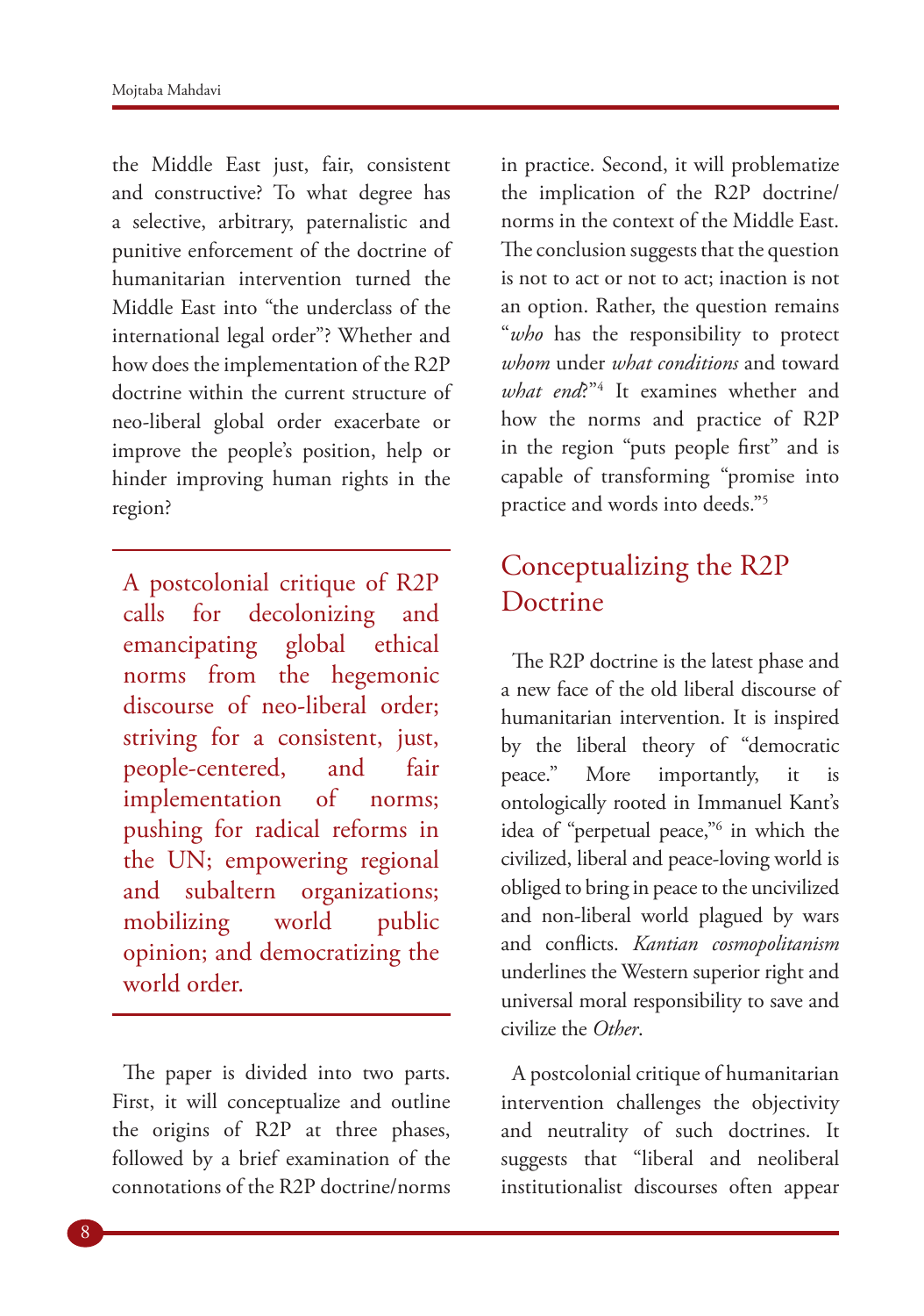the Middle East just, fair, consistent and constructive? To what degree has a selective, arbitrary, paternalistic and punitive enforcement of the doctrine of humanitarian intervention turned the Middle East into "the underclass of the international legal order"? Whether and how does the implementation of the R2P doctrine within the current structure of neo-liberal global order exacerbate or improve the people's position, help or hinder improving human rights in the region?

> A postcolonial critique of R2P calls for decolonizing and emancipating global ethical norms from the hegemonic discourse of neo-liberal order; striving for a consistent, just, people-centered, and fair implementation of norms; pushing for radical reforms in the UN; empowering regional and subaltern organizations; mobilizing world public opinion; and democratizing the world order.

The paper is divided into two parts. First, it will conceptualize and outline the origins of R2P at three phases, followed by a brief examination of the connotations of the R2P doctrine/norms in practice. Second, it will problematize the implication of the R2P doctrine/norms in the context of the Middle East. The conclusion suggests that the question is not to act or not to act; inaction is not an option. Rather, the question remains "*who* has the responsibility to protect *whom* under *what conditions* and toward *what end*?"[4] It examines whether and how the norms and practice of R2P in the region "puts people first" and is capable of transforming "promise into practice and words into deeds."[5]

## Conceptualizing the R2P Doctrine

The R2P doctrine is the latest phase and a new face of the old liberal discourse of humanitarian intervention. It is inspired by the liberal theory of "democratic peace." More importantly, it is ontologically rooted in Immanuel Kant's idea of "perpetual peace,"[6] in which the civilized, liberal and peace-loving world is obliged to bring in peace to the uncivilized and non-liberal world plagued by wars and conflicts. *Kantian cosmopolitanism* underlines the Western superior right and universal moral responsibility to save and civilize the *Other*.

A postcolonial critique of humanitarian intervention challenges the objectivity and neutrality of such doctrines. It suggests that "liberal and neoliberal institutionalist discourses often appear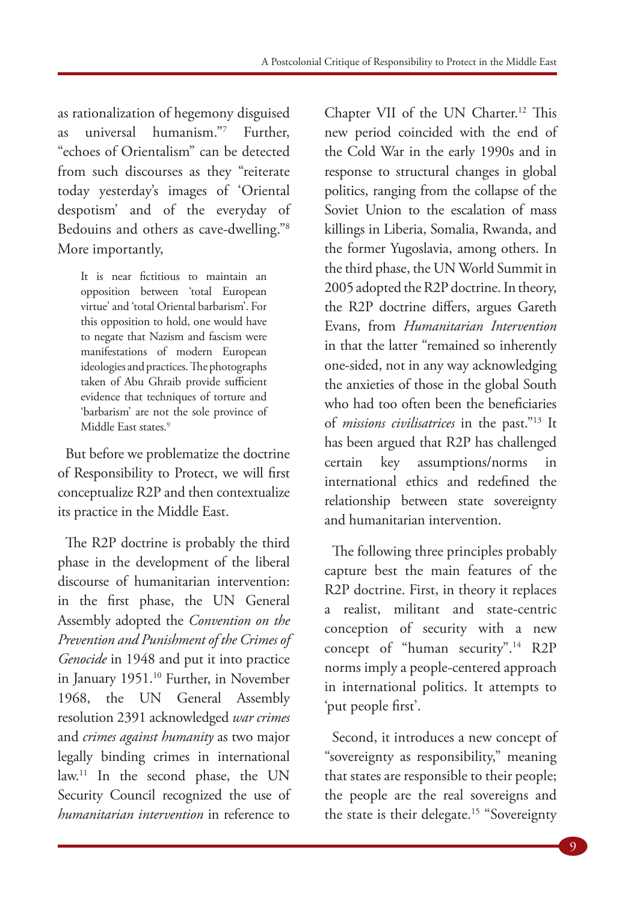as rationalization of hegemony disguised as universal humanism."[7] Further, "echoes of Orientalism" can be detected from such discourses as they "reiterate today yesterday's images of 'Oriental despotism' and of the everyday of Bedouins and others as cave-dwelling."[8] More importantly,

> It is near fictitious to maintain an opposition between 'total European virtue' and 'total Oriental barbarism'. For this opposition to hold, one would have to negate that Nazism and fascism were manifestations of modern European ideologies and practices. The photographs taken of Abu Ghraib provide sufficient evidence that techniques of torture and 'barbarism' are not the sole province of Middle East states.[9]

But before we problematize the doctrine of Responsibility to Protect, we will first conceptualize R2P and then contextualize its practice in the Middle East.

The R2P doctrine is probably the third phase in the development of the liberal discourse of humanitarian intervention: in the first phase, the UN General Assembly adopted the *Convention on the Prevention and Punishment of the Crimes of Genocide* in 1948 and put it into practice in January 1951.[10] Further, in November 1968, the UN General Assembly resolution 2391 acknowledged *war crimes* and *crimes against humanity* as two major legally binding crimes in international law.[11] In the second phase, the UN Security Council recognized the use of *humanitarian intervention* in reference to Chapter VII of the UN Charter.[12] This new period coincided with the end of the Cold War in the early 1990s and in response to structural changes in global politics, ranging from the collapse of the Soviet Union to the escalation of mass killings in Liberia, Somalia, Rwanda, and the former Yugoslavia, among others. In the third phase, the UN World Summit in 2005 adopted the R2P doctrine. In theory, the R2P doctrine differs, argues Gareth Evans, from *Humanitarian Intervention* in that the latter "remained so inherently one-sided, not in any way acknowledging the anxieties of those in the global South who had too often been the beneficiaries of *missions civilisatrices* in the past."[13] It has been argued that R2P has challenged certain key assumptions/norms in international ethics and redefined the relationship between state sovereignty and humanitarian intervention.

The following three principles probably capture best the main features of the R2P doctrine. First, in theory it replaces a realist, militant and state-centric conception of security with a new concept of "human security".[14] R2P norms imply a people-centered approach in international politics. It attempts to 'put people first'.

Second, it introduces a new concept of "sovereignty as responsibility," meaning that states are responsible to their people; the people are the real sovereigns and the state is their delegate.[15] "Sovereignty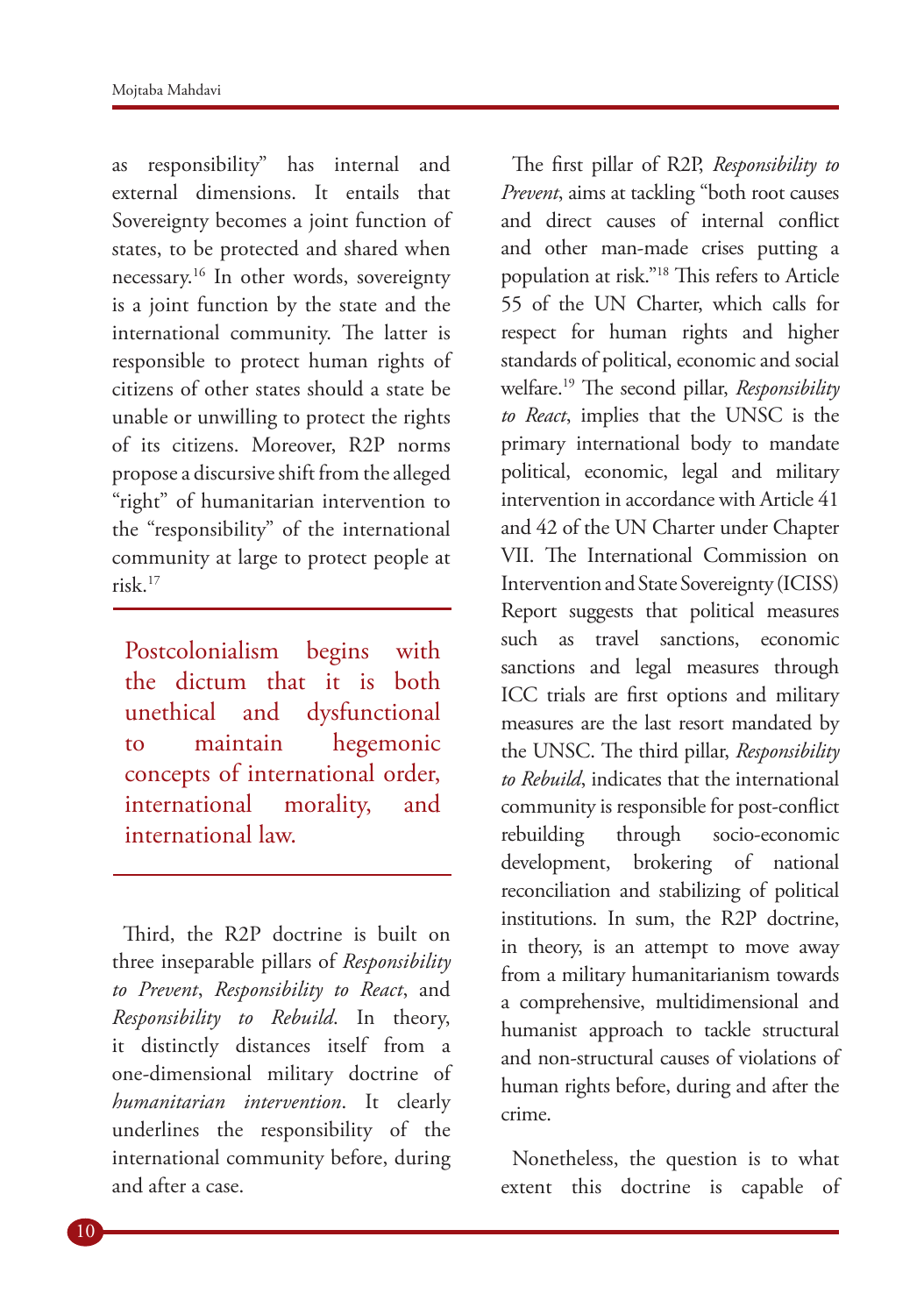as responsibility" has internal and external dimensions. It entails that Sovereignty becomes a joint function of states, to be protected and shared when necessary.[16] In other words, sovereignty is a joint function by the state and the international community. The latter is responsible to protect human rights of citizens of other states should a state be unable or unwilling to protect the rights of its citizens. Moreover, R2P norms propose a discursive shift from the alleged "right" of humanitarian intervention to the "responsibility" of the international community at large to protect people at risk.[17]

> Postcolonialism begins with the dictum that it is both unethical and dysfunctional to maintain hegemonic concepts of international order, international morality, and international law.

Third, the R2P doctrine is built on three inseparable pillars of *Responsibility to Prevent*, *Responsibility to React*, and *Responsibility to Rebuild*. In theory, it distinctly distances itself from a one-dimensional military doctrine of *humanitarian intervention*. It clearly underlines the responsibility of the international community before, during and after a case.

The first pillar of R2P, *Responsibility to Prevent*, aims at tackling "both root causes and direct causes of internal conflict and other man-made crises putting a population at risk."[18] This refers to Article 55 of the UN Charter, which calls for respect for human rights and higher standards of political, economic and social welfare.[19] The second pillar, *Responsibility to React*, implies that the UNSC is the primary international body to mandate political, economic, legal and military intervention in accordance with Article 41 and 42 of the UN Charter under Chapter VII. The International Commission on Intervention and State Sovereignty (ICISS) Report suggests that political measures such as travel sanctions, economic sanctions and legal measures through ICC trials are first options and military measures are the last resort mandated by the UNSC. The third pillar, *Responsibility to Rebuild*, indicates that the international community is responsible for post-conflict rebuilding through socio-economic development, brokering of national reconciliation and stabilizing of political institutions. In sum, the R2P doctrine, in theory, is an attempt to move away from a military humanitarianism towards a comprehensive, multidimensional and humanist approach to tackle structural and non-structural causes of violations of human rights before, during and after the crime.

Nonetheless, the question is to what extent this doctrine is capable of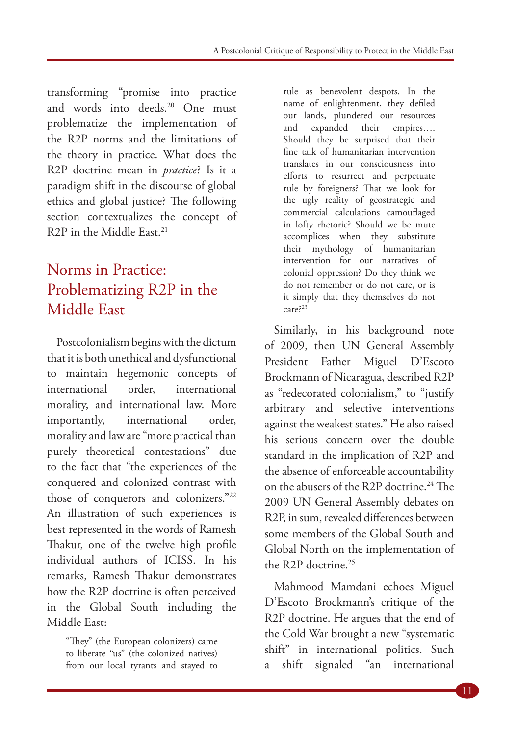transforming "promise into practice and words into deeds.[20] One must problematize the implementation of the R2P norms and the limitations of the theory in practice. What does the R2P doctrine mean in *practice*? Is it a paradigm shift in the discourse of global ethics and global justice? The following section contextualizes the concept of R2P in the Middle East.[21]

## Norms in Practice: Problematizing R2P in the Middle East

Postcolonialism begins with the dictum that it is both unethical and dysfunctional to maintain hegemonic concepts of international order, international morality, and international law. More importantly, international order, morality and law are "more practical than purely theoretical contestations" due to the fact that "the experiences of the conquered and colonized contrast with those of conquerors and colonizers."[22] An illustration of such experiences is best represented in the words of Ramesh Thakur, one of the twelve high profile individual authors of ICISS. In his remarks, Ramesh Thakur demonstrates how the R2P doctrine is often perceived in the Global South including the Middle East:

> "They" (the European colonizers) came to liberate "us" (the colonized natives) from our local tyrants and stayed to rule as benevolent despots. In the name of enlightenment, they defiled our lands, plundered our resources and expanded their empires…. Should they be surprised that their fine talk of humanitarian intervention translates in our consciousness into efforts to resurrect and perpetuate rule by foreigners? That we look for the ugly reality of geostrategic and commercial calculations camouflaged in lofty rhetoric? Should we be mute accomplices when they substitute their mythology of humanitarian intervention for our narratives of colonial oppression? Do they think we do not remember or do not care, or is it simply that they themselves do not care?[23]

Similarly, in his background note of 2009, then UN General Assembly President Father Miguel D'Escoto Brockmann of Nicaragua, described R2P as "redecorated colonialism," to "justify arbitrary and selective interventions against the weakest states." He also raised his serious concern over the double standard in the implication of R2P and the absence of enforceable accountability on the abusers of the R2P doctrine.[24] The 2009 UN General Assembly debates on R2P, in sum, revealed differences between some members of the Global South and Global North on the implementation of the R2P doctrine.[25]

Mahmood Mamdani echoes Miguel D'Escoto Brockmann's critique of the R2P doctrine. He argues that the end of the Cold War brought a new "systematic shift" in international politics. Such a shift signaled "an international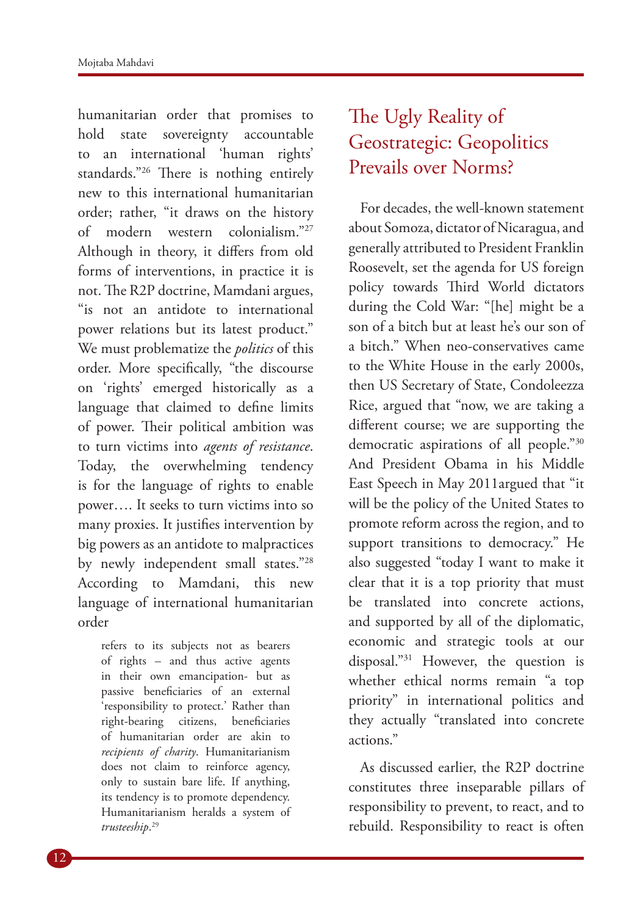humanitarian order that promises to hold state sovereignty accountable to an international 'human rights' standards."[26] There is nothing entirely new to this international humanitarian order; rather, "it draws on the history of modern western colonialism."[27] Although in theory, it differs from old forms of interventions, in practice it is not. The R2P doctrine, Mamdani argues, "is not an antidote to international power relations but its latest product." We must problematize the *politics* of this order. More specifically, "the discourse on 'rights' emerged historically as a language that claimed to define limits of power. Their political ambition was to turn victims into *agents of resistance*. Today, the overwhelming tendency is for the language of rights to enable power…. It seeks to turn victims into so many proxies. It justifies intervention by big powers as an antidote to malpractices by newly independent small states."[28] According to Mamdani, this new language of international humanitarian order

> refers to its subjects not as bearers of rights – and thus active agents in their own emancipation- but as passive beneficiaries of an external 'responsibility to protect.' Rather than right-bearing citizens, beneficiaries of humanitarian order are akin to *recipients of charity*. Humanitarianism does not claim to reinforce agency, only to sustain bare life. If anything, its tendency is to promote dependency. Humanitarianism heralds a system of *trusteeship*.[29]

## The Ugly Reality of Geostrategic: Geopolitics Prevails over Norms?

For decades, the well-known statement about Somoza, dictator of Nicaragua, and generally attributed to President Franklin Roosevelt, set the agenda for US foreign policy towards Third World dictators during the Cold War: "[he] might be a son of a bitch but at least he's our son of a bitch." When neo-conservatives came to the White House in the early 2000s, then US Secretary of State, Condoleezza Rice, argued that "now, we are taking a different course; we are supporting the democratic aspirations of all people."[30] And President Obama in his Middle East Speech in May 2011argued that "it will be the policy of the United States to promote reform across the region, and to support transitions to democracy." He also suggested "today I want to make it clear that it is a top priority that must be translated into concrete actions, and supported by all of the diplomatic, economic and strategic tools at our disposal."[31] However, the question is whether ethical norms remain "a top priority" in international politics and they actually "translated into concrete actions."

As discussed earlier, the R2P doctrine constitutes three inseparable pillars of responsibility to prevent, to react, and to rebuild. Responsibility to react is often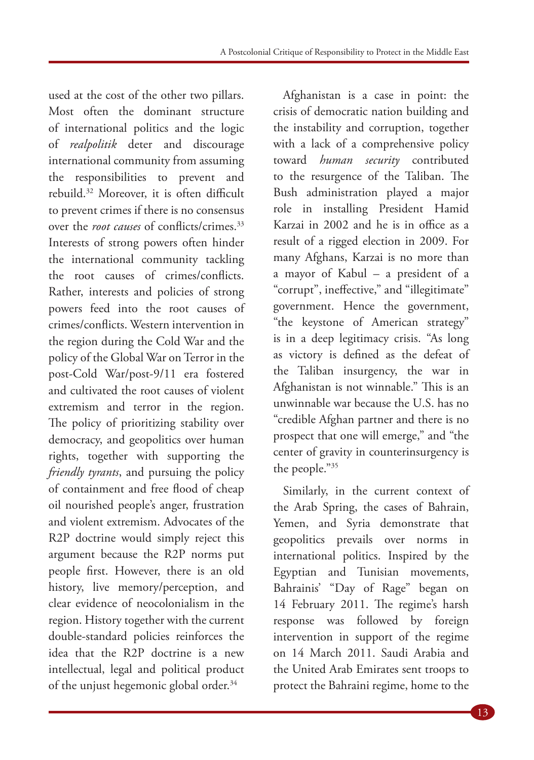used at the cost of the other two pillars. Most often the dominant structure of international politics and the logic of *realpolitik* deter and discourage international community from assuming the responsibilities to prevent and rebuild.[32] Moreover, it is often difficult to prevent crimes if there is no consensus over the *root causes* of conflicts/crimes.[33] Interests of strong powers often hinder the international community tackling the root causes of crimes/conflicts. Rather, interests and policies of strong powers feed into the root causes of crimes/conflicts. Western intervention in the region during the Cold War and the policy of the Global War on Terror in the post-Cold War/post-9/11 era fostered and cultivated the root causes of violent extremism and terror in the region. The policy of prioritizing stability over democracy, and geopolitics over human rights, together with supporting the *friendly tyrants*, and pursuing the policy of containment and free flood of cheap oil nourished people's anger, frustration and violent extremism. Advocates of the R2P doctrine would simply reject this argument because the R2P norms put people first. However, there is an old history, live memory/perception, and clear evidence of neocolonialism in the region. History together with the current double-standard policies reinforces the idea that the R2P doctrine is a new intellectual, legal and political product of the unjust hegemonic global order.[34]

Afghanistan is a case in point: the crisis of democratic nation building and the instability and corruption, together with a lack of a comprehensive policy toward *human security* contributed to the resurgence of the Taliban. The Bush administration played a major role in installing President Hamid Karzai in 2002 and he is in office as a result of a rigged election in 2009. For many Afghans, Karzai is no more than a mayor of Kabul – a president of a "corrupt", ineffective," and "illegitimate" government. Hence the government, "the keystone of American strategy" is in a deep legitimacy crisis. "As long as victory is defined as the defeat of the Taliban insurgency, the war in Afghanistan is not winnable." This is an unwinnable war because the U.S. has no "credible Afghan partner and there is no prospect that one will emerge," and "the center of gravity in counterinsurgency is the people."[35]

Similarly, in the current context of the Arab Spring, the cases of Bahrain, Yemen, and Syria demonstrate that geopolitics prevails over norms in international politics. Inspired by the Egyptian and Tunisian movements, Bahrainis' "Day of Rage" began on 14 February 2011. The regime's harsh response was followed by foreign intervention in support of the regime on 14 March 2011. Saudi Arabia and the United Arab Emirates sent troops to protect the Bahraini regime, home to the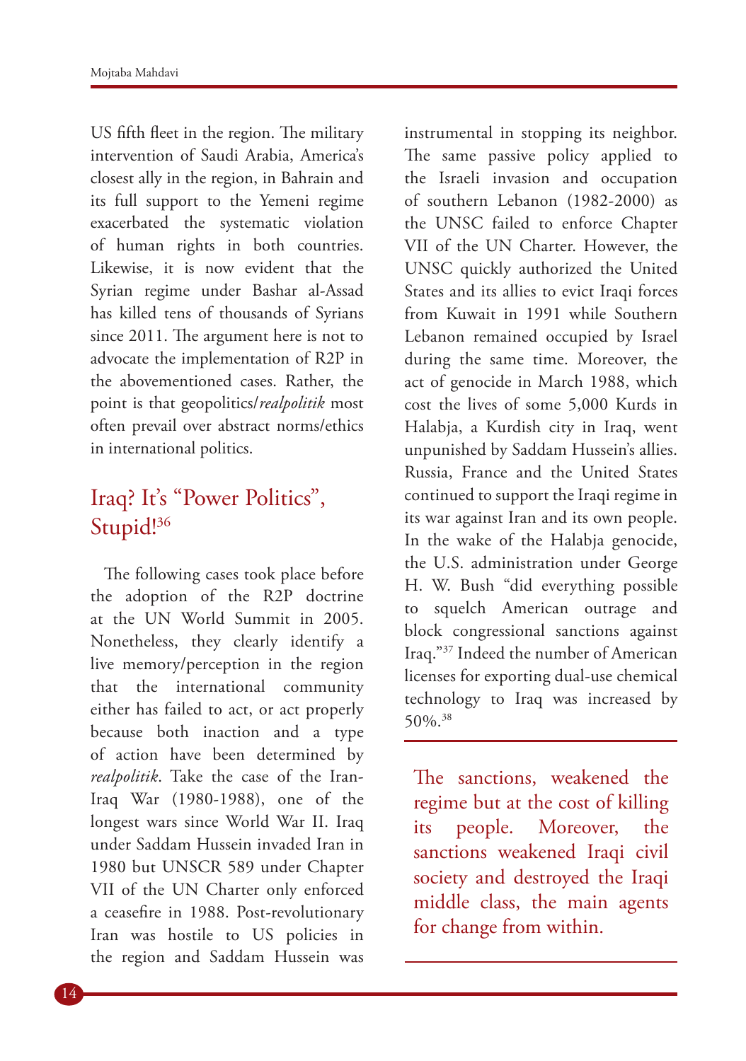US fifth fleet in the region. The military intervention of Saudi Arabia, America's closest ally in the region, in Bahrain and its full support to the Yemeni regime exacerbated the systematic violation of human rights in both countries. Likewise, it is now evident that the Syrian regime under Bashar al-Assad has killed tens of thousands of Syrians since 2011. The argument here is not to advocate the implementation of R2P in the abovementioned cases. Rather, the point is that geopolitics/*realpolitik* most often prevail over abstract norms/ethics in international politics.

## Iraq? It's "Power Politics", Stupid![36]

The following cases took place before the adoption of the R2P doctrine at the UN World Summit in 2005. Nonetheless, they clearly identify a live memory/perception in the region that the international community either has failed to act, or act properly because both inaction and a type of action have been determined by *realpolitik*. Take the case of the Iran-Iraq War (1980-1988), one of the longest wars since World War II. Iraq under Saddam Hussein invaded Iran in 1980 but UNSCR 589 under Chapter VII of the UN Charter only enforced a ceasefire in 1988. Post-revolutionary Iran was hostile to US policies in the region and Saddam Hussein was instrumental in stopping its neighbor. The same passive policy applied to the Israeli invasion and occupation of southern Lebanon (1982-2000) as the UNSC failed to enforce Chapter VII of the UN Charter. However, the UNSC quickly authorized the United States and its allies to evict Iraqi forces from Kuwait in 1991 while Southern Lebanon remained occupied by Israel during the same time. Moreover, the act of genocide in March 1988, which cost the lives of some 5,000 Kurds in Halabja, a Kurdish city in Iraq, went unpunished by Saddam Hussein's allies. Russia, France and the United States continued to support the Iraqi regime in its war against Iran and its own people. In the wake of the Halabja genocide, the U.S. administration under George H. W. Bush "did everything possible to squelch American outrage and block congressional sanctions against Iraq."[37] Indeed the number of American licenses for exporting dual-use chemical technology to Iraq was increased by 50%.[38]

> The sanctions, weakened the regime but at the cost of killing its people. Moreover, the sanctions weakened Iraqi civil society and destroyed the Iraqi middle class, the main agents for change from within.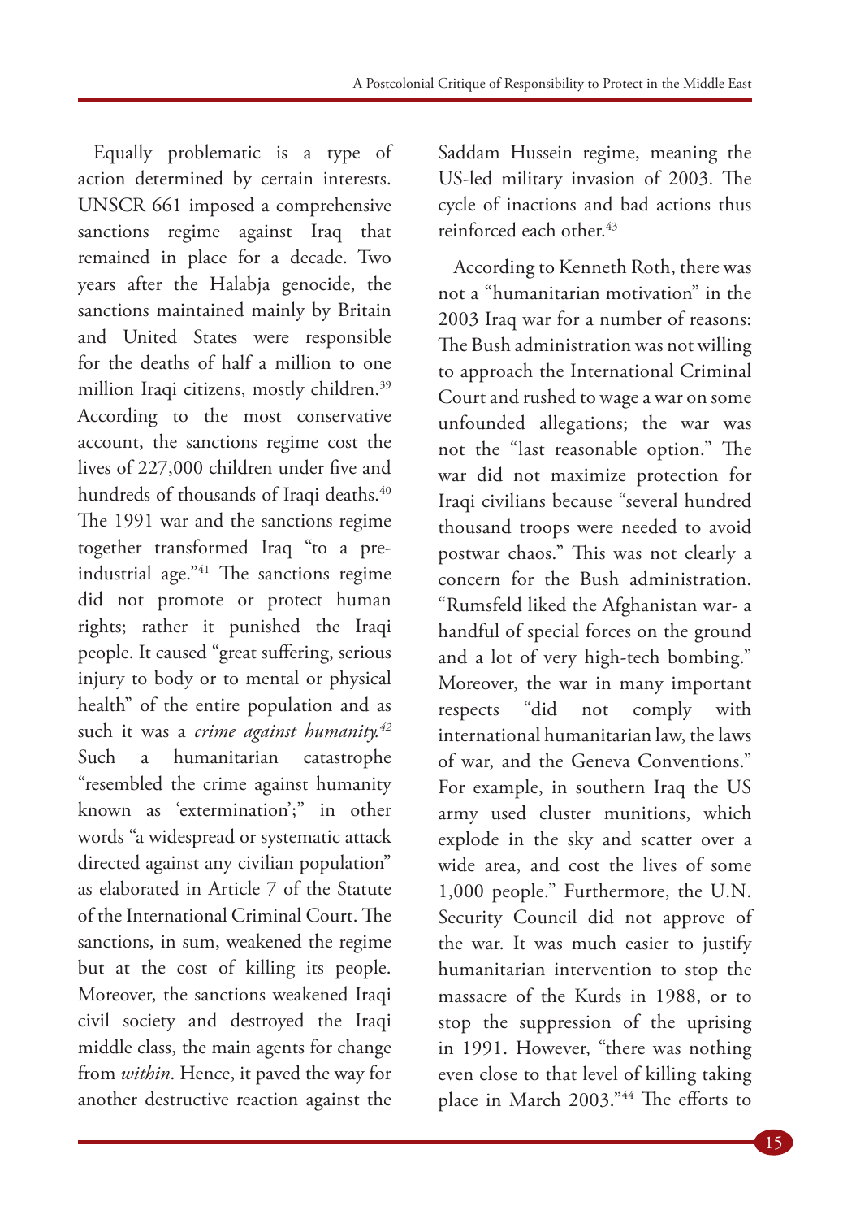Equally problematic is a type of action determined by certain interests. UNSCR 661 imposed a comprehensive sanctions regime against Iraq that remained in place for a decade. Two years after the Halabja genocide, the sanctions maintained mainly by Britain and United States were responsible for the deaths of half a million to one million Iraqi citizens, mostly children.[39] According to the most conservative account, the sanctions regime cost the lives of 227,000 children under five and hundreds of thousands of Iraqi deaths.[40] The 1991 war and the sanctions regime together transformed Iraq "to a pre-industrial age."[41] The sanctions regime did not promote or protect human rights; rather it punished the Iraqi people. It caused "great suffering, serious injury to body or to mental or physical health" of the entire population and as such it was a *crime against humanity.*[42] Such a humanitarian catastrophe "resembled the crime against humanity known as 'extermination';" in other words "a widespread or systematic attack directed against any civilian population" as elaborated in Article 7 of the Statute of the International Criminal Court. The sanctions, in sum, weakened the regime but at the cost of killing its people. Moreover, the sanctions weakened Iraqi civil society and destroyed the Iraqi middle class, the main agents for change from *within*. Hence, it paved the way for another destructive reaction against the Saddam Hussein regime, meaning the US-led military invasion of 2003. The cycle of inactions and bad actions thus reinforced each other.[43]

According to Kenneth Roth, there was not a "humanitarian motivation" in the 2003 Iraq war for a number of reasons: The Bush administration was not willing to approach the International Criminal Court and rushed to wage a war on some unfounded allegations; the war was not the "last reasonable option." The war did not maximize protection for Iraqi civilians because "several hundred thousand troops were needed to avoid postwar chaos." This was not clearly a concern for the Bush administration. "Rumsfeld liked the Afghanistan war- a handful of special forces on the ground and a lot of very high-tech bombing." Moreover, the war in many important respects "did not comply with international humanitarian law, the laws of war, and the Geneva Conventions." For example, in southern Iraq the US army used cluster munitions, which explode in the sky and scatter over a wide area, and cost the lives of some 1,000 people." Furthermore, the U.N. Security Council did not approve of the war. It was much easier to justify humanitarian intervention to stop the massacre of the Kurds in 1988, or to stop the suppression of the uprising in 1991. However, "there was nothing even close to that level of killing taking place in March 2003."[44] The efforts to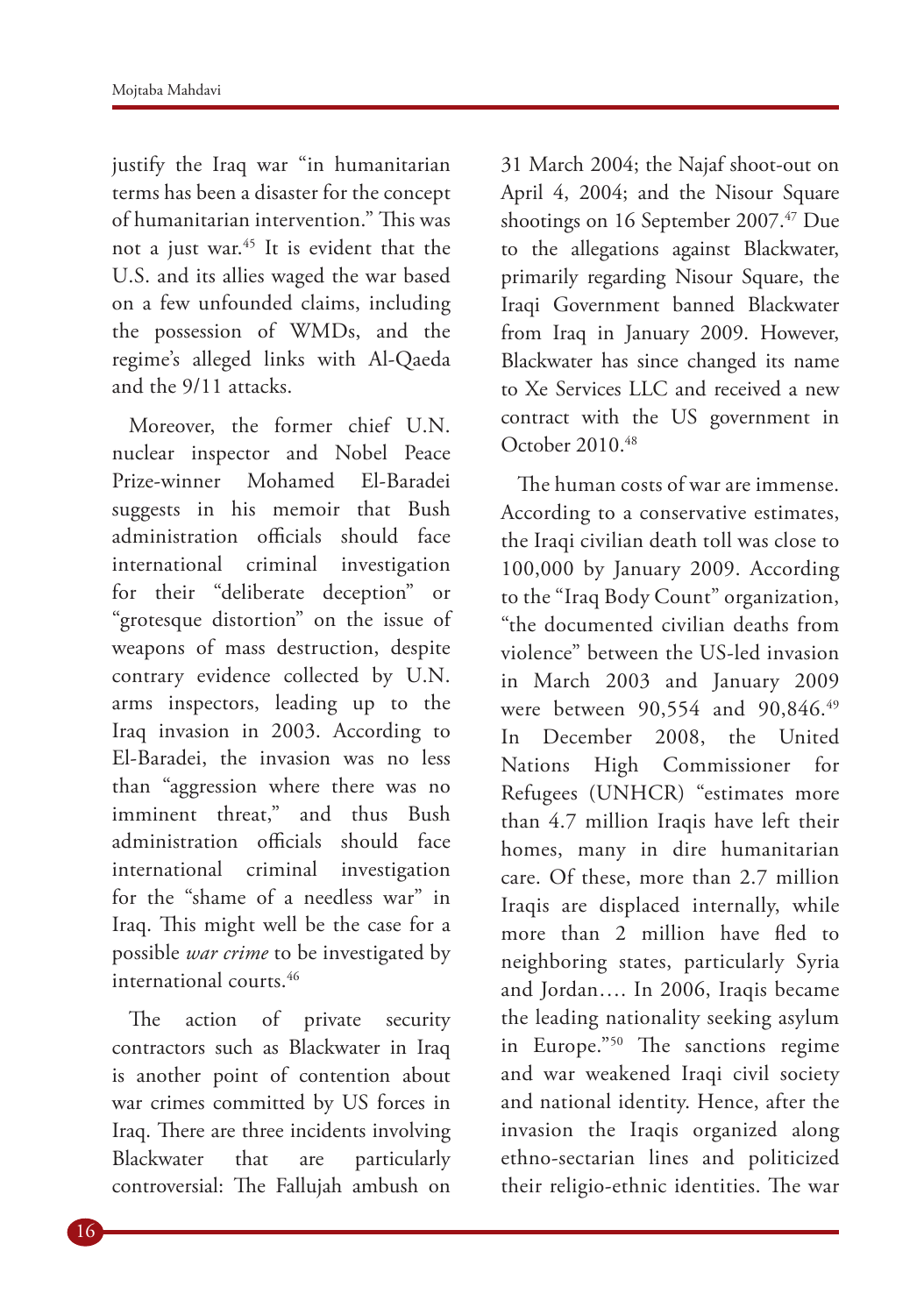justify the Iraq war "in humanitarian terms has been a disaster for the concept of humanitarian intervention." This was not a just war.[45] It is evident that the U.S. and its allies waged the war based on a few unfounded claims, including the possession of WMDs, and the regime's alleged links with Al-Qaeda and the 9/11 attacks.

Moreover, the former chief U.N. nuclear inspector and Nobel Peace Prize-winner Mohamed El-Baradei suggests in his memoir that Bush administration officials should face international criminal investigation for their "deliberate deception" or "grotesque distortion" on the issue of weapons of mass destruction, despite contrary evidence collected by U.N. arms inspectors, leading up to the Iraq invasion in 2003. According to El-Baradei, the invasion was no less than "aggression where there was no imminent threat," and thus Bush administration officials should face international criminal investigation for the "shame of a needless war" in Iraq. This might well be the case for a possible *war crime* to be investigated by international courts.[46]

The action of private security contractors such as Blackwater in Iraq is another point of contention about war crimes committed by US forces in Iraq. There are three incidents involving Blackwater that are particularly controversial: The Fallujah ambush on 31 March 2004; the Najaf shoot-out on April 4, 2004; and the Nisour Square shootings on 16 September 2007.[47] Due to the allegations against Blackwater, primarily regarding Nisour Square, the Iraqi Government banned Blackwater from Iraq in January 2009. However, Blackwater has since changed its name to Xe Services LLC and received a new contract with the US government in October 2010.[48]

The human costs of war are immense. According to a conservative estimates, the Iraqi civilian death toll was close to 100,000 by January 2009. According to the "Iraq Body Count" organization, "the documented civilian deaths from violence" between the US-led invasion in March 2003 and January 2009 were between 90,554 and 90,846.[49] In December 2008, the United Nations High Commissioner for Refugees (UNHCR) "estimates more than 4.7 million Iraqis have left their homes, many in dire humanitarian care. Of these, more than 2.7 million Iraqis are displaced internally, while more than 2 million have fled to neighboring states, particularly Syria and Jordan…. In 2006, Iraqis became the leading nationality seeking asylum in Europe."[50] The sanctions regime and war weakened Iraqi civil society and national identity. Hence, after the invasion the Iraqis organized along ethno-sectarian lines and politicized their religio-ethnic identities. The war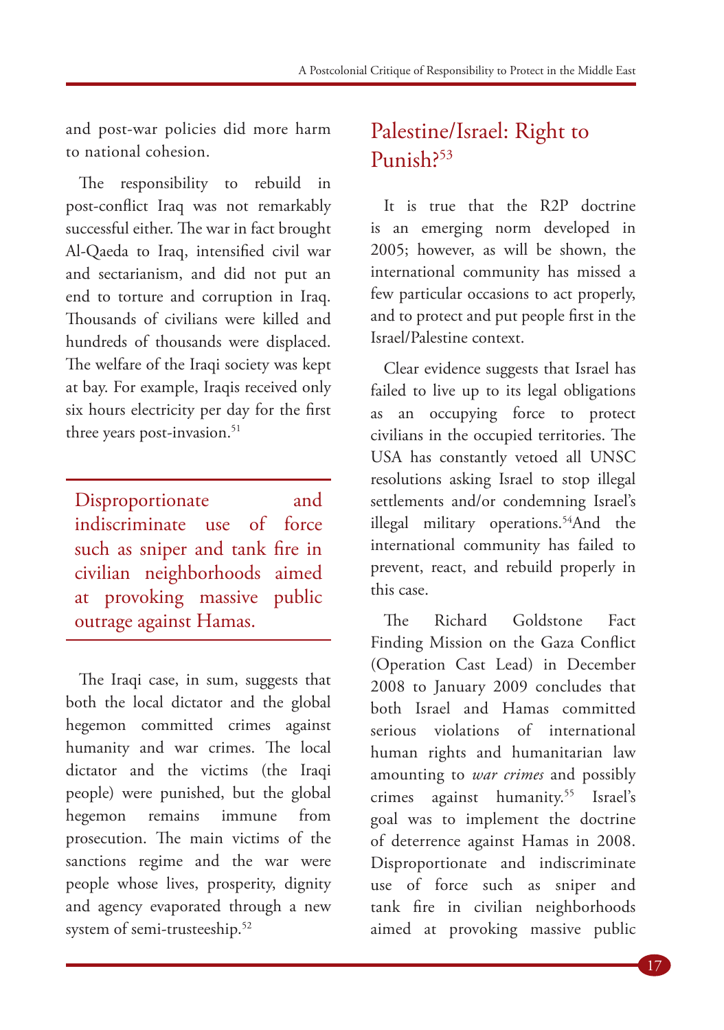and post-war policies did more harm to national cohesion.

The responsibility to rebuild in post-conflict Iraq was not remarkably successful either. The war in fact brought Al-Qaeda to Iraq, intensified civil war and sectarianism, and did not put an end to torture and corruption in Iraq. Thousands of civilians were killed and hundreds of thousands were displaced. The welfare of the Iraqi society was kept at bay. For example, Iraqis received only six hours electricity per day for the first three years post-invasion.[51]

> Disproportionate and indiscriminate use of force such as sniper and tank fire in civilian neighborhoods aimed at provoking massive public outrage against Hamas.

The Iraqi case, in sum, suggests that both the local dictator and the global hegemon committed crimes against humanity and war crimes. The local dictator and the victims (the Iraqi people) were punished, but the global hegemon remains immune from prosecution. The main victims of the sanctions regime and the war were people whose lives, prosperity, dignity and agency evaporated through a new system of semi-trusteeship.[52]

## Palestine/Israel: Right to Punish?[53]

It is true that the R2P doctrine is an emerging norm developed in 2005; however, as will be shown, the international community has missed a few particular occasions to act properly, and to protect and put people first in the Israel/Palestine context.

Clear evidence suggests that Israel has failed to live up to its legal obligations as an occupying force to protect civilians in the occupied territories. The USA has constantly vetoed all UNSC resolutions asking Israel to stop illegal settlements and/or condemning Israel's illegal military operations.[54] And the international community has failed to prevent, react, and rebuild properly in this case.

The Richard Goldstone Fact Finding Mission on the Gaza Conflict (Operation Cast Lead) in December 2008 to January 2009 concludes that both Israel and Hamas committed serious violations of international human rights and humanitarian law amounting to *war crimes* and possibly crimes against humanity.[55] Israel's goal was to implement the doctrine of deterrence against Hamas in 2008. Disproportionate and indiscriminate use of force such as sniper and tank fire in civilian neighborhoods aimed at provoking massive public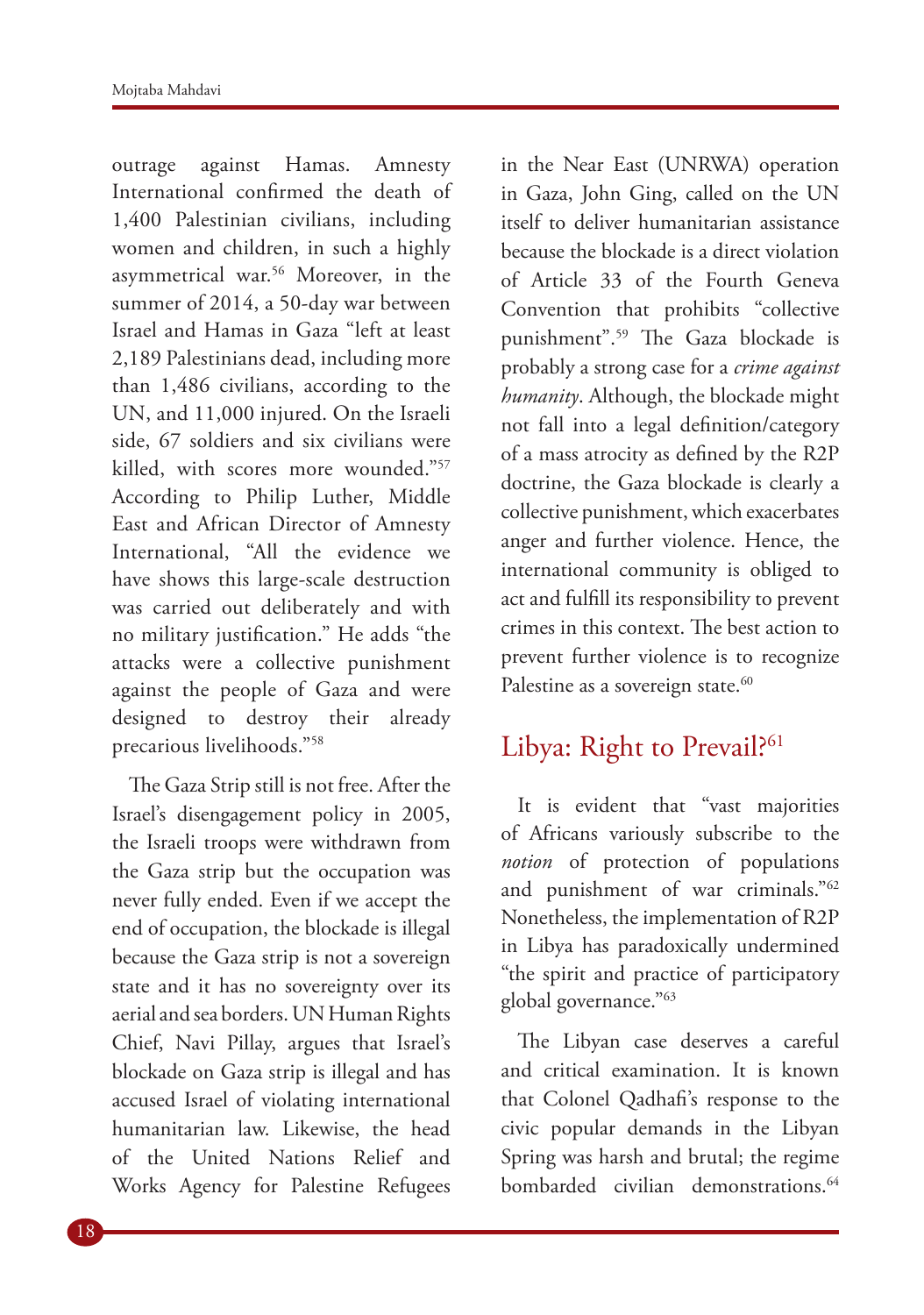outrage against Hamas. Amnesty International confirmed the death of 1,400 Palestinian civilians, including women and children, in such a highly asymmetrical war.[56] Moreover, in the summer of 2014, a 50-day war between Israel and Hamas in Gaza "left at least 2,189 Palestinians dead, including more than 1,486 civilians, according to the UN, and 11,000 injured. On the Israeli side, 67 soldiers and six civilians were killed, with scores more wounded."[57] According to Philip Luther, Middle East and African Director of Amnesty International, "All the evidence we have shows this large-scale destruction was carried out deliberately and with no military justification." He adds "the attacks were a collective punishment against the people of Gaza and were designed to destroy their already precarious livelihoods."[58]

The Gaza Strip still is not free. After the Israel's disengagement policy in 2005, the Israeli troops were withdrawn from the Gaza strip but the occupation was never fully ended. Even if we accept the end of occupation, the blockade is illegal because the Gaza strip is not a sovereign state and it has no sovereignty over its aerial and sea borders. UN Human Rights Chief, Navi Pillay, argues that Israel's blockade on Gaza strip is illegal and has accused Israel of violating international humanitarian law. Likewise, the head of the United Nations Relief and Works Agency for Palestine Refugees in the Near East (UNRWA) operation in Gaza, John Ging, called on the UN itself to deliver humanitarian assistance because the blockade is a direct violation of Article 33 of the Fourth Geneva Convention that prohibits "collective punishment".[59] The Gaza blockade is probably a strong case for a *crime against humanity*. Although, the blockade might not fall into a legal definition/category of a mass atrocity as defined by the R2P doctrine, the Gaza blockade is clearly a collective punishment, which exacerbates anger and further violence. Hence, the international community is obliged to act and fulfill its responsibility to prevent crimes in this context. The best action to prevent further violence is to recognize Palestine as a sovereign state.[60]

## Libya: Right to Prevail?[61]

It is evident that "vast majorities of Africans variously subscribe to the *notion* of protection of populations and punishment of war criminals."[62] Nonetheless, the implementation of R2P in Libya has paradoxically undermined "the spirit and practice of participatory global governance."[63]

The Libyan case deserves a careful and critical examination. It is known that Colonel Qadhafi's response to the civic popular demands in the Libyan Spring was harsh and brutal; the regime bombarded civilian demonstrations.[64]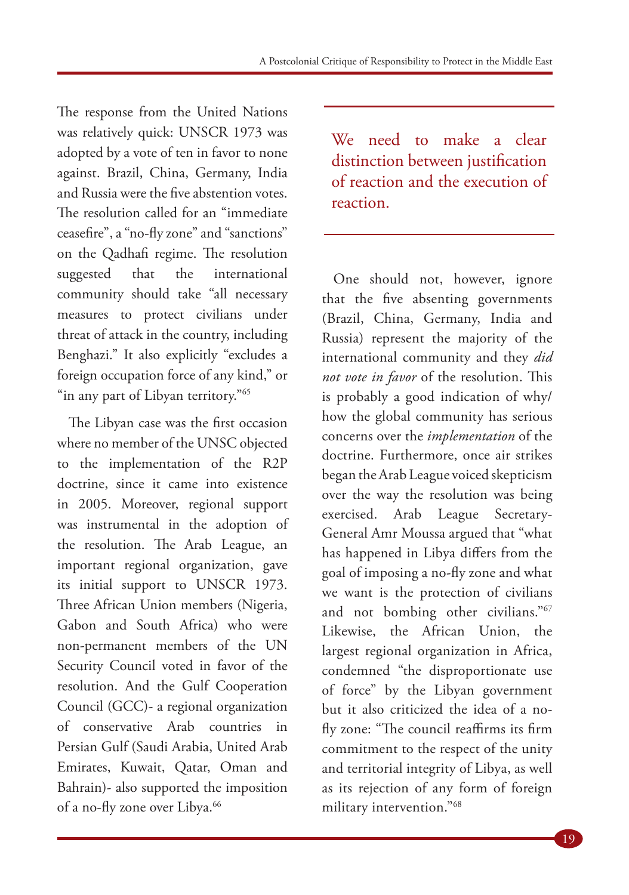The response from the United Nations was relatively quick: UNSCR 1973 was adopted by a vote of ten in favor to none against. Brazil, China, Germany, India and Russia were the five abstention votes. The resolution called for an "immediate ceasefire", a "no-fly zone" and "sanctions" on the Qadhafi regime. The resolution suggested that the international community should take "all necessary measures to protect civilians under threat of attack in the country, including Benghazi." It also explicitly "excludes a foreign occupation force of any kind," or "in any part of Libyan territory."[65]

The Libyan case was the first occasion where no member of the UNSC objected to the implementation of the R2P doctrine, since it came into existence in 2005. Moreover, regional support was instrumental in the adoption of the resolution. The Arab League, an important regional organization, gave its initial support to UNSCR 1973. Three African Union members (Nigeria, Gabon and South Africa) who were non-permanent members of the UN Security Council voted in favor of the resolution. And the Gulf Cooperation Council (GCC)- a regional organization of conservative Arab countries in Persian Gulf (Saudi Arabia, United Arab Emirates, Kuwait, Qatar, Oman and Bahrain)- also supported the imposition of a no-fly zone over Libya.[66]

> We need to make a clear distinction between justification of reaction and the execution of reaction.

One should not, however, ignore that the five absenting governments (Brazil, China, Germany, India and Russia) represent the majority of the international community and they *did not vote in favor* of the resolution. This is probably a good indication of why/how the global community has serious concerns over the *implementation* of the doctrine. Furthermore, once air strikes began the Arab League voiced skepticism over the way the resolution was being exercised. Arab League Secretary-General Amr Moussa argued that "what has happened in Libya differs from the goal of imposing a no-fly zone and what we want is the protection of civilians and not bombing other civilians."[67] Likewise, the African Union, the largest regional organization in Africa, condemned "the disproportionate use of force" by the Libyan government but it also criticized the idea of a no-fly zone: "The council reaffirms its firm commitment to the respect of the unity and territorial integrity of Libya, as well as its rejection of any form of foreign military intervention."[68]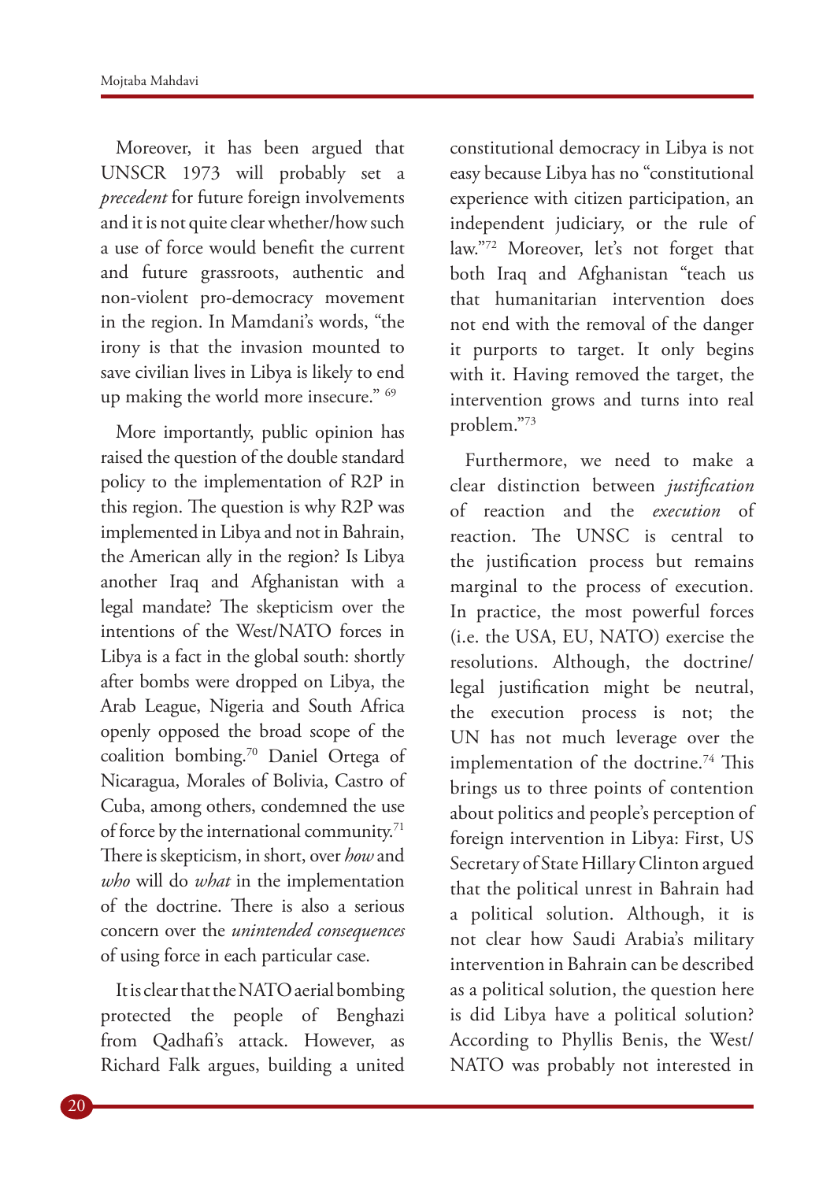Moreover, it has been argued that UNSCR 1973 will probably set a *precedent* for future foreign involvements and it is not quite clear whether/how such a use of force would benefit the current and future grassroots, authentic and non-violent pro-democracy movement in the region. In Mamdani's words, "the irony is that the invasion mounted to save civilian lives in Libya is likely to end up making the world more insecure." [69]

More importantly, public opinion has raised the question of the double standard policy to the implementation of R2P in this region. The question is why R2P was implemented in Libya and not in Bahrain, the American ally in the region? Is Libya another Iraq and Afghanistan with a legal mandate? The skepticism over the intentions of the West/NATO forces in Libya is a fact in the global south: shortly after bombs were dropped on Libya, the Arab League, Nigeria and South Africa openly opposed the broad scope of the coalition bombing.[70] Daniel Ortega of Nicaragua, Morales of Bolivia, Castro of Cuba, among others, condemned the use of force by the international community.[71] There is skepticism, in short, over *how* and *who* will do *what* in the implementation of the doctrine. There is also a serious concern over the *unintended consequences* of using force in each particular case.

It is clear that the NATO aerial bombing protected the people of Benghazi from Qadhafi's attack. However, as Richard Falk argues, building a united constitutional democracy in Libya is not easy because Libya has no "constitutional experience with citizen participation, an independent judiciary, or the rule of law."[72] Moreover, let's not forget that both Iraq and Afghanistan "teach us that humanitarian intervention does not end with the removal of the danger it purports to target. It only begins with it. Having removed the target, the intervention grows and turns into real problem."[73]

Furthermore, we need to make a clear distinction between *justification* of reaction and the *execution* of reaction. The UNSC is central to the justification process but remains marginal to the process of execution. In practice, the most powerful forces (i.e. the USA, EU, NATO) exercise the resolutions. Although, the doctrine/legal justification might be neutral, the execution process is not; the UN has not much leverage over the implementation of the doctrine.[74] This brings us to three points of contention about politics and people's perception of foreign intervention in Libya: First, US Secretary of State Hillary Clinton argued that the political unrest in Bahrain had a political solution. Although, it is not clear how Saudi Arabia's military intervention in Bahrain can be described as a political solution, the question here is did Libya have a political solution? According to Phyllis Benis, the West/NATO was probably not interested in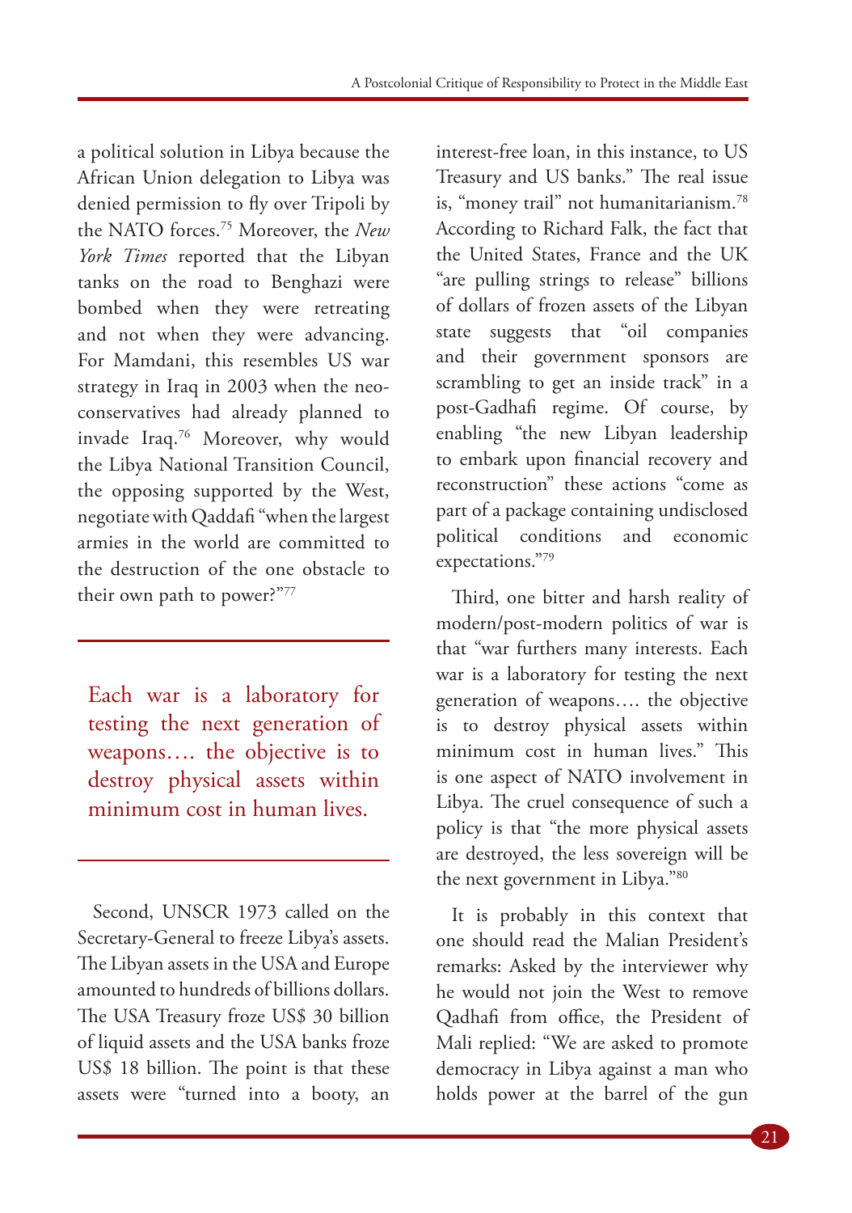a political solution in Libya because the African Union delegation to Libya was denied permission to fly over Tripoli by the NATO forces.[75] Moreover, the *New York Times* reported that the Libyan tanks on the road to Benghazi were bombed when they were retreating and not when they were advancing. For Mamdani, this resembles US war strategy in Iraq in 2003 when the neo-conservatives had already planned to invade Iraq.[76] Moreover, why would the Libya National Transition Council, the opposing supported by the West, negotiate with Qaddafi "when the largest armies in the world are committed to the destruction of the one obstacle to their own path to power?"[77]

> Each war is a laboratory for testing the next generation of weapons…. the objective is to destroy physical assets within minimum cost in human lives.

Second, UNSCR 1973 called on the Secretary-General to freeze Libya's assets. The Libyan assets in the USA and Europe amounted to hundreds of billions dollars. The USA Treasury froze US$ 30 billion of liquid assets and the USA banks froze US$ 18 billion. The point is that these assets were "turned into a booty, an interest-free loan, in this instance, to US Treasury and US banks." The real issue is, "money trail" not humanitarianism.[78] According to Richard Falk, the fact that the United States, France and the UK "are pulling strings to release" billions of dollars of frozen assets of the Libyan state suggests that "oil companies and their government sponsors are scrambling to get an inside track" in a post-Gadhafi regime. Of course, by enabling "the new Libyan leadership to embark upon financial recovery and reconstruction" these actions "come as part of a package containing undisclosed political conditions and economic expectations."[79]

Third, one bitter and harsh reality of modern/post-modern politics of war is that "war furthers many interests. Each war is a laboratory for testing the next generation of weapons…. the objective is to destroy physical assets within minimum cost in human lives." This is one aspect of NATO involvement in Libya. The cruel consequence of such a policy is that "the more physical assets are destroyed, the less sovereign will be the next government in Libya."[80]

It is probably in this context that one should read the Malian President's remarks: Asked by the interviewer why he would not join the West to remove Qadhafi from office, the President of Mali replied: "We are asked to promote democracy in Libya against a man who holds power at the barrel of the gun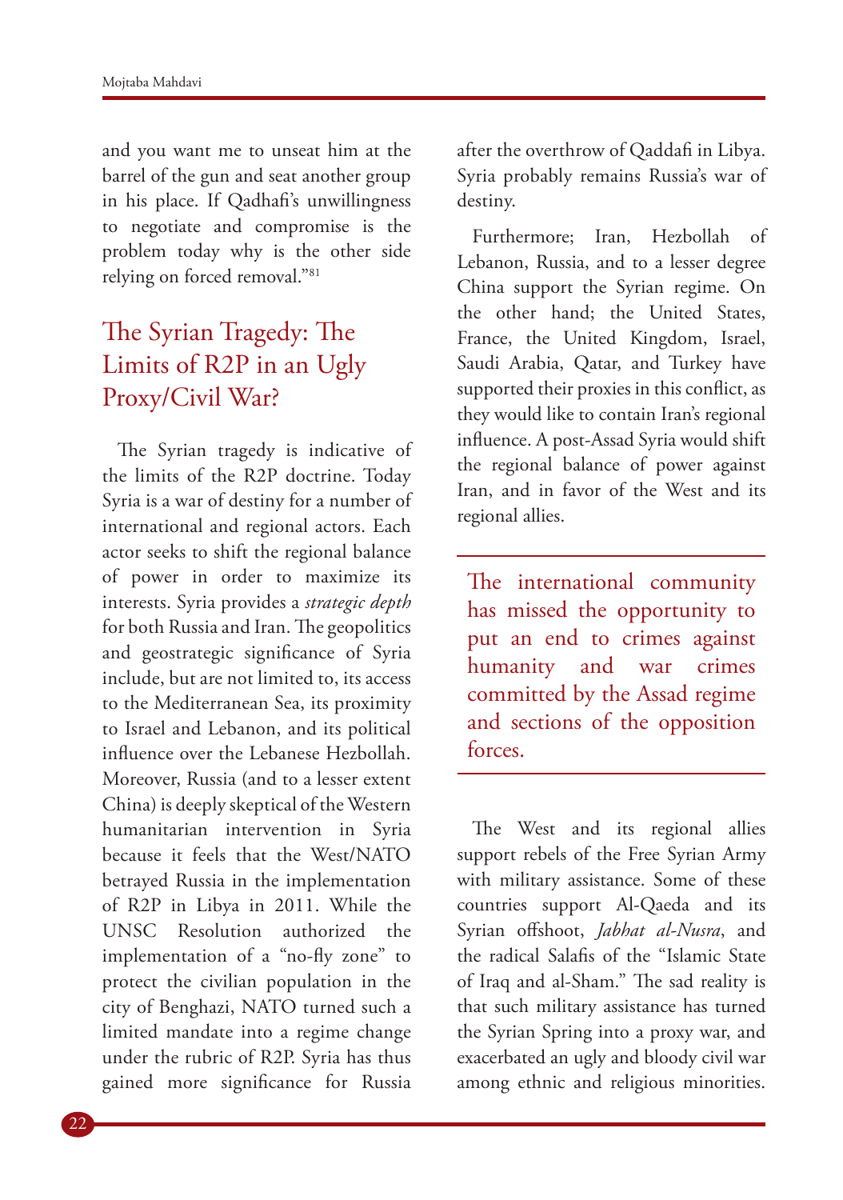and you want me to unseat him at the barrel of the gun and seat another group in his place. If Qadhafi's unwillingness to negotiate and compromise is the problem today why is the other side relying on forced removal."[81]

## The Syrian Tragedy: The Limits of R2P in an Ugly Proxy/Civil War?

The Syrian tragedy is indicative of the limits of the R2P doctrine. Today Syria is a war of destiny for a number of international and regional actors. Each actor seeks to shift the regional balance of power in order to maximize its interests. Syria provides a *strategic depth* for both Russia and Iran. The geopolitics and geostrategic significance of Syria include, but are not limited to, its access to the Mediterranean Sea, its proximity to Israel and Lebanon, and its political influence over the Lebanese Hezbollah. Moreover, Russia (and to a lesser extent China) is deeply skeptical of the Western humanitarian intervention in Syria because it feels that the West/NATO betrayed Russia in the implementation of R2P in Libya in 2011. While the UNSC Resolution authorized the implementation of a "no-fly zone" to protect the civilian population in the city of Benghazi, NATO turned such a limited mandate into a regime change under the rubric of R2P. Syria has thus gained more significance for Russia after the overthrow of Qaddafi in Libya. Syria probably remains Russia's war of destiny.

Furthermore; Iran, Hezbollah of Lebanon, Russia, and to a lesser degree China support the Syrian regime. On the other hand; the United States, France, the United Kingdom, Israel, Saudi Arabia, Qatar, and Turkey have supported their proxies in this conflict, as they would like to contain Iran's regional influence. A post-Assad Syria would shift the regional balance of power against Iran, and in favor of the West and its regional allies.

> The international community has missed the opportunity to put an end to crimes against humanity and war crimes committed by the Assad regime and sections of the opposition forces.

The West and its regional allies support rebels of the Free Syrian Army with military assistance. Some of these countries support Al-Qaeda and its Syrian offshoot, *Jabhat al-Nusra*, and the radical Salafis of the "Islamic State of Iraq and al-Sham." The sad reality is that such military assistance has turned the Syrian Spring into a proxy war, and exacerbated an ugly and bloody civil war among ethnic and religious minorities.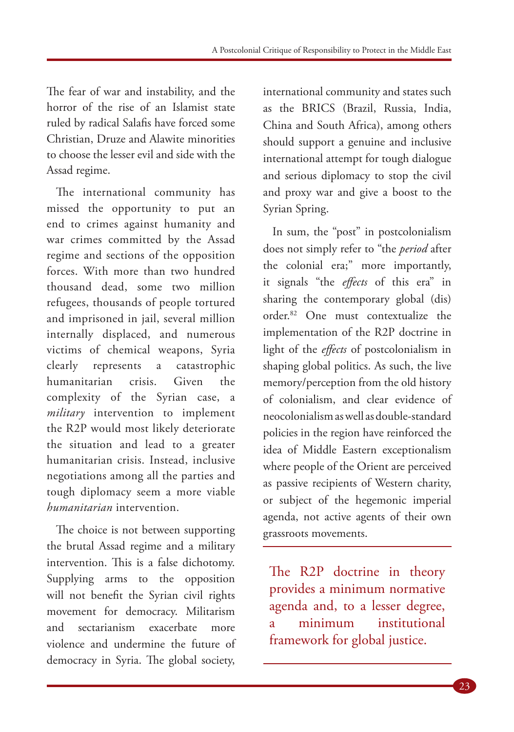The fear of war and instability, and the horror of the rise of an Islamist state ruled by radical Salafis have forced some Christian, Druze and Alawite minorities to choose the lesser evil and side with the Assad regime.

The international community has missed the opportunity to put an end to crimes against humanity and war crimes committed by the Assad regime and sections of the opposition forces. With more than two hundred thousand dead, some two million refugees, thousands of people tortured and imprisoned in jail, several million internally displaced, and numerous victims of chemical weapons, Syria clearly represents a catastrophic humanitarian crisis. Given the complexity of the Syrian case, a *military* intervention to implement the R2P would most likely deteriorate the situation and lead to a greater humanitarian crisis. Instead, inclusive negotiations among all the parties and tough diplomacy seem a more viable *humanitarian* intervention.

The choice is not between supporting the brutal Assad regime and a military intervention. This is a false dichotomy. Supplying arms to the opposition will not benefit the Syrian civil rights movement for democracy. Militarism and sectarianism exacerbate more violence and undermine the future of democracy in Syria. The global society, international community and states such as the BRICS (Brazil, Russia, India, China and South Africa), among others should support a genuine and inclusive international attempt for tough dialogue and serious diplomacy to stop the civil and proxy war and give a boost to the Syrian Spring.

In sum, the "post" in postcolonialism does not simply refer to "the *period* after the colonial era;" more importantly, it signals "the *effects* of this era" in sharing the contemporary global (dis)order.[82] One must contextualize the implementation of the R2P doctrine in light of the *effects* of postcolonialism in shaping global politics. As such, the live memory/perception from the old history of colonialism, and clear evidence of neocolonialism as well as double-standard policies in the region have reinforced the idea of Middle Eastern exceptionalism where people of the Orient are perceived as passive recipients of Western charity, or subject of the hegemonic imperial agenda, not active agents of their own grassroots movements.

> The R2P doctrine in theory provides a minimum normative agenda and, to a lesser degree, a minimum institutional framework for global justice.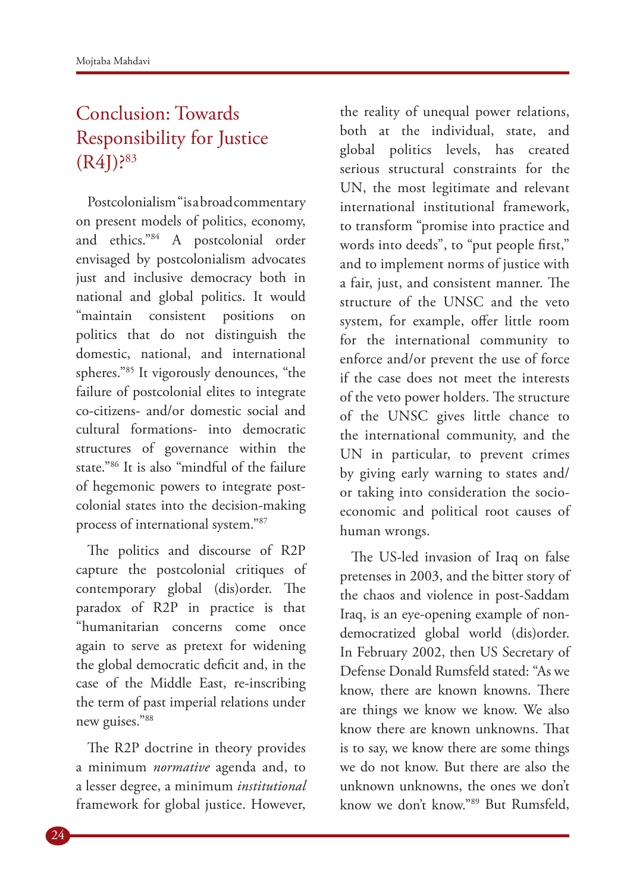## Conclusion: Towards Responsibility for Justice (R4J)?[83]

Postcolonialism "is a broad commentary on present models of politics, economy, and ethics."[84] A postcolonial order envisaged by postcolonialism advocates just and inclusive democracy both in national and global politics. It would "maintain consistent positions on politics that do not distinguish the domestic, national, and international spheres."[85] It vigorously denounces, "the failure of postcolonial elites to integrate co-citizens- and/or domestic social and cultural formations- into democratic structures of governance within the state."[86] It is also "mindful of the failure of hegemonic powers to integrate post-colonial states into the decision-making process of international system."[87]

The politics and discourse of R2P capture the postcolonial critiques of contemporary global (dis)order. The paradox of R2P in practice is that "humanitarian concerns come once again to serve as pretext for widening the global democratic deficit and, in the case of the Middle East, re-inscribing the term of past imperial relations under new guises."[88]

The R2P doctrine in theory provides a minimum *normative* agenda and, to a lesser degree, a minimum *institutional* framework for global justice. However, the reality of unequal power relations, both at the individual, state, and global politics levels, has created serious structural constraints for the UN, the most legitimate and relevant international institutional framework, to transform "promise into practice and words into deeds", to "put people first," and to implement norms of justice with a fair, just, and consistent manner. The structure of the UNSC and the veto system, for example, offer little room for the international community to enforce and/or prevent the use of force if the case does not meet the interests of the veto power holders. The structure of the UNSC gives little chance to the international community, and the UN in particular, to prevent crimes by giving early warning to states and/or taking into consideration the socio-economic and political root causes of human wrongs.

The US-led invasion of Iraq on false pretenses in 2003, and the bitter story of the chaos and violence in post-Saddam Iraq, is an eye-opening example of non-democratized global world (dis)order. In February 2002, then US Secretary of Defense Donald Rumsfeld stated: "As we know, there are known knowns. There are things we know we know. We also know there are known unknowns. That is to say, we know there are some things we do not know. But there are also the unknown unknowns, the ones we don't know we don't know."[89] But Rumsfeld,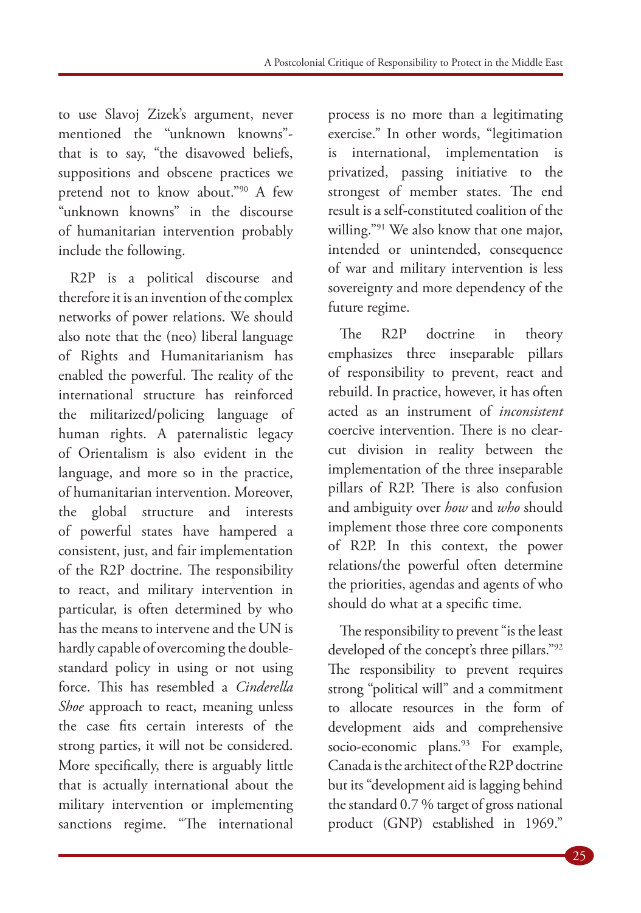to use Slavoj Zizek's argument, never mentioned the "unknown knowns"- that is to say, "the disavowed beliefs, suppositions and obscene practices we pretend not to know about."[90] A few "unknown knowns" in the discourse of humanitarian intervention probably include the following.

R2P is a political discourse and therefore it is an invention of the complex networks of power relations. We should also note that the (neo) liberal language of Rights and Humanitarianism has enabled the powerful. The reality of the international structure has reinforced the militarized/policing language of human rights. A paternalistic legacy of Orientalism is also evident in the language, and more so in the practice, of humanitarian intervention. Moreover, the global structure and interests of powerful states have hampered a consistent, just, and fair implementation of the R2P doctrine. The responsibility to react, and military intervention in particular, is often determined by who has the means to intervene and the UN is hardly capable of overcoming the double-standard policy in using or not using force. This has resembled a *Cinderella Shoe* approach to react, meaning unless the case fits certain interests of the strong parties, it will not be considered. More specifically, there is arguably little that is actually international about the military intervention or implementing sanctions regime. "The international process is no more than a legitimating exercise." In other words, "legitimation is international, implementation is privatized, passing initiative to the strongest of member states. The end result is a self-constituted coalition of the willing."[91] We also know that one major, intended or unintended, consequence of war and military intervention is less sovereignty and more dependency of the future regime.

The R2P doctrine in theory emphasizes three inseparable pillars of responsibility to prevent, react and rebuild. In practice, however, it has often acted as an instrument of *inconsistent* coercive intervention. There is no clear-cut division in reality between the implementation of the three inseparable pillars of R2P. There is also confusion and ambiguity over *how* and *who* should implement those three core components of R2P. In this context, the power relations/the powerful often determine the priorities, agendas and agents of who should do what at a specific time.

The responsibility to prevent "is the least developed of the concept's three pillars."[92] The responsibility to prevent requires strong "political will" and a commitment to allocate resources in the form of development aids and comprehensive socio-economic plans.[93] For example, Canada is the architect of the R2P doctrine but its "development aid is lagging behind the standard 0.7 % target of gross national product (GNP) established in 1969."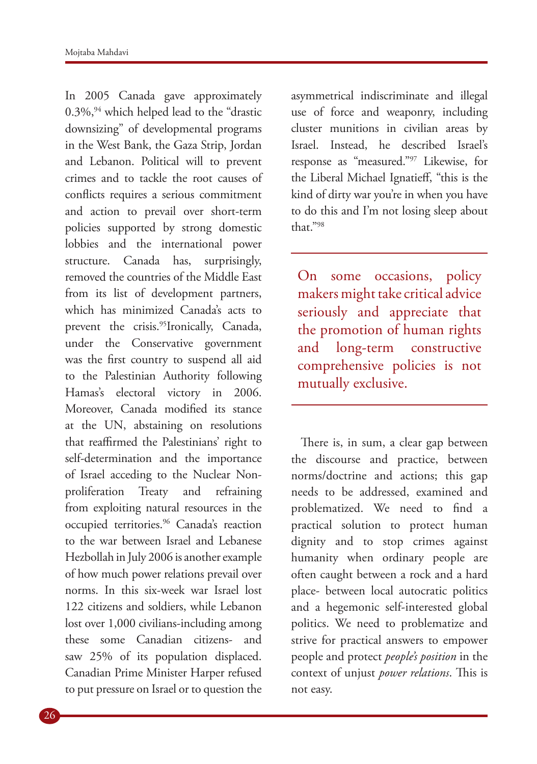In 2005 Canada gave approximately 0.3%,[94] which helped lead to the "drastic downsizing" of developmental programs in the West Bank, the Gaza Strip, Jordan and Lebanon. Political will to prevent crimes and to tackle the root causes of conflicts requires a serious commitment and action to prevail over short-term policies supported by strong domestic lobbies and the international power structure. Canada has, surprisingly, removed the countries of the Middle East from its list of development partners, which has minimized Canada's acts to prevent the crisis.[95]Ironically, Canada, under the Conservative government was the first country to suspend all aid to the Palestinian Authority following Hamas's electoral victory in 2006. Moreover, Canada modified its stance at the UN, abstaining on resolutions that reaffirmed the Palestinians' right to self-determination and the importance of Israel acceding to the Nuclear Non-proliferation Treaty and refraining from exploiting natural resources in the occupied territories.[96] Canada's reaction to the war between Israel and Lebanese Hezbollah in July 2006 is another example of how much power relations prevail over norms. In this six-week war Israel lost 122 citizens and soldiers, while Lebanon lost over 1,000 civilians-including among these some Canadian citizens- and saw 25% of its population displaced. Canadian Prime Minister Harper refused to put pressure on Israel or to question the asymmetrical indiscriminate and illegal use of force and weaponry, including cluster munitions in civilian areas by Israel. Instead, he described Israel's response as "measured."[97] Likewise, for the Liberal Michael Ignatieff, "this is the kind of dirty war you're in when you have to do this and I'm not losing sleep about that."[98]

> On some occasions, policy makers might take critical advice seriously and appreciate that the promotion of human rights and long-term constructive comprehensive policies is not mutually exclusive.

There is, in sum, a clear gap between the discourse and practice, between norms/doctrine and actions; this gap needs to be addressed, examined and problematized. We need to find a practical solution to protect human dignity and to stop crimes against humanity when ordinary people are often caught between a rock and a hard place- between local autocratic politics and a hegemonic self-interested global politics. We need to problematize and strive for practical answers to empower people and protect *people's position* in the context of unjust *power relations*. This is not easy.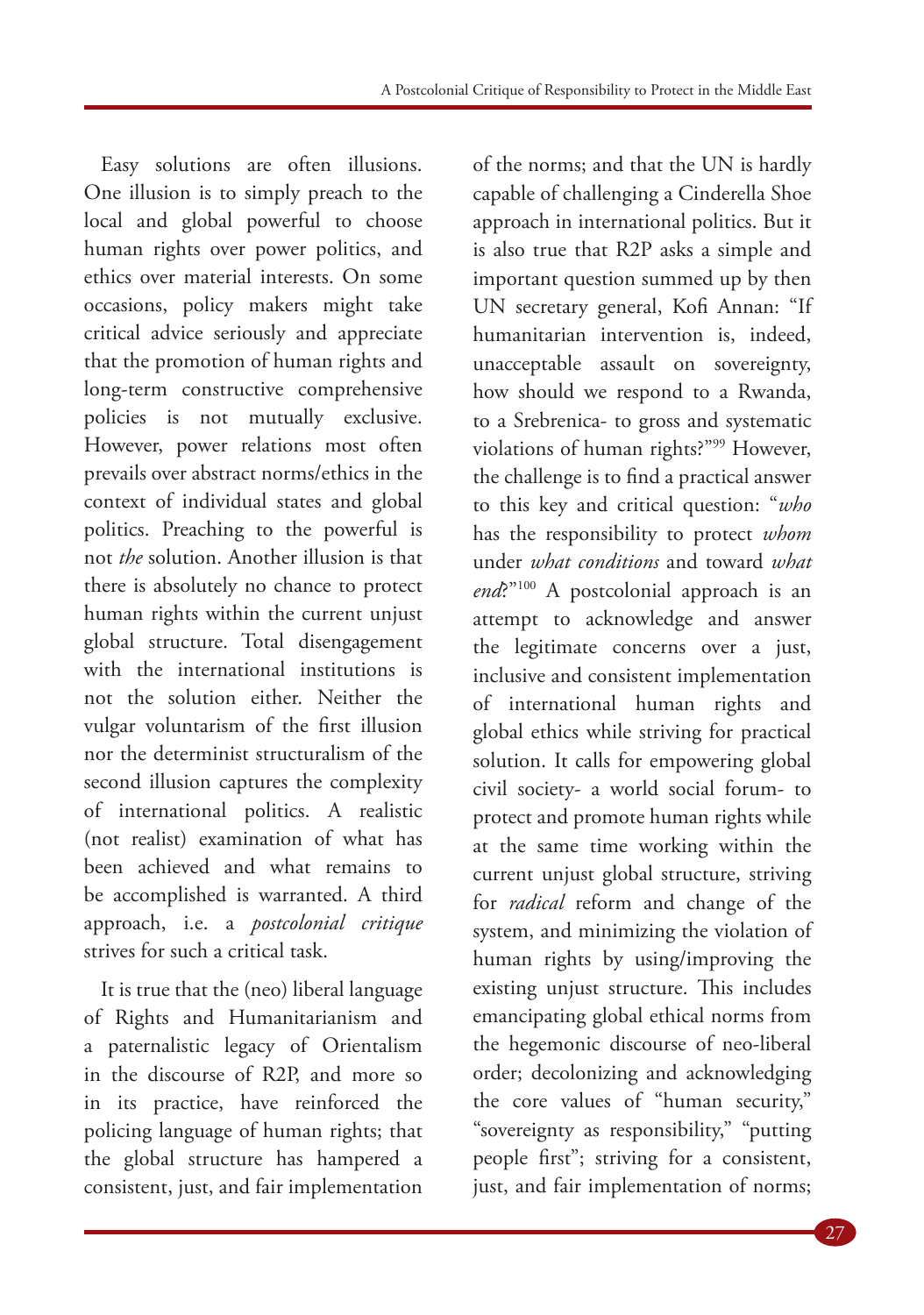Easy solutions are often illusions. One illusion is to simply preach to the local and global powerful to choose human rights over power politics, and ethics over material interests. On some occasions, policy makers might take critical advice seriously and appreciate that the promotion of human rights and long-term constructive comprehensive policies is not mutually exclusive. However, power relations most often prevails over abstract norms/ethics in the context of individual states and global politics. Preaching to the powerful is not *the* solution. Another illusion is that there is absolutely no chance to protect human rights within the current unjust global structure. Total disengagement with the international institutions is not the solution either. Neither the vulgar voluntarism of the first illusion nor the determinist structuralism of the second illusion captures the complexity of international politics. A realistic (not realist) examination of what has been achieved and what remains to be accomplished is warranted. A third approach, i.e. a *postcolonial critique* strives for such a critical task.

It is true that the (neo) liberal language of Rights and Humanitarianism and a paternalistic legacy of Orientalism in the discourse of R2P, and more so in its practice, have reinforced the policing language of human rights; that the global structure has hampered a consistent, just, and fair implementation of the norms; and that the UN is hardly capable of challenging a Cinderella Shoe approach in international politics. But it is also true that R2P asks a simple and important question summed up by then UN secretary general, Kofi Annan: "If humanitarian intervention is, indeed, unacceptable assault on sovereignty, how should we respond to a Rwanda, to a Srebrenica- to gross and systematic violations of human rights?"[99] However, the challenge is to find a practical answer to this key and critical question: "*who* has the responsibility to protect *whom* under *what conditions* and toward *what end*?"[100] A postcolonial approach is an attempt to acknowledge and answer the legitimate concerns over a just, inclusive and consistent implementation of international human rights and global ethics while striving for practical solution. It calls for empowering global civil society- a world social forum- to protect and promote human rights while at the same time working within the current unjust global structure, striving for *radical* reform and change of the system, and minimizing the violation of human rights by using/improving the existing unjust structure. This includes emancipating global ethical norms from the hegemonic discourse of neo-liberal order; decolonizing and acknowledging the core values of "human security," "sovereignty as responsibility," "putting people first"; striving for a consistent, just, and fair implementation of norms;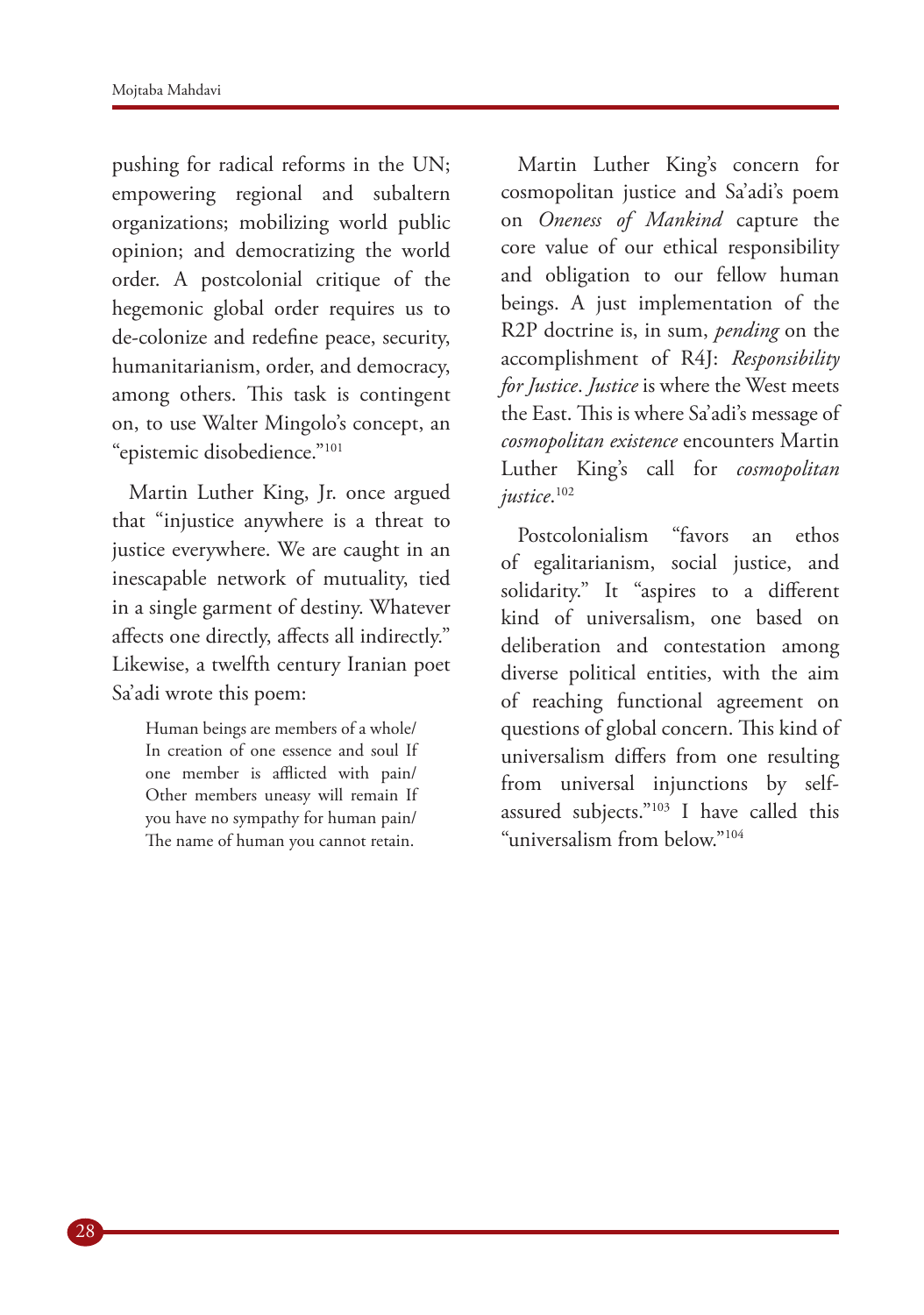pushing for radical reforms in the UN; empowering regional and subaltern organizations; mobilizing world public opinion; and democratizing the world order. A postcolonial critique of the hegemonic global order requires us to de-colonize and redefine peace, security, humanitarianism, order, and democracy, among others. This task is contingent on, to use Walter Mingolo's concept, an "epistemic disobedience."[101]

Martin Luther King, Jr. once argued that "injustice anywhere is a threat to justice everywhere. We are caught in an inescapable network of mutuality, tied in a single garment of destiny. Whatever affects one directly, affects all indirectly." Likewise, a twelfth century Iranian poet Sa'adi wrote this poem:

> Human beings are members of a whole/ In creation of one essence and soul If one member is afflicted with pain/ Other members uneasy will remain If you have no sympathy for human pain/ The name of human you cannot retain.

Martin Luther King's concern for cosmopolitan justice and Sa'adi's poem on *Oneness of Mankind* capture the core value of our ethical responsibility and obligation to our fellow human beings. A just implementation of the R2P doctrine is, in sum, *pending* on the accomplishment of R4J: *Responsibility for Justice*. *Justice* is where the West meets the East. This is where Sa'adi's message of *cosmopolitan existence* encounters Martin Luther King's call for *cosmopolitan justice*.[102]

Postcolonialism "favors an ethos of egalitarianism, social justice, and solidarity." It "aspires to a different kind of universalism, one based on deliberation and contestation among diverse political entities, with the aim of reaching functional agreement on questions of global concern. This kind of universalism differs from one resulting from universal injunctions by self-assured subjects."[103] I have called this "universalism from below."[104]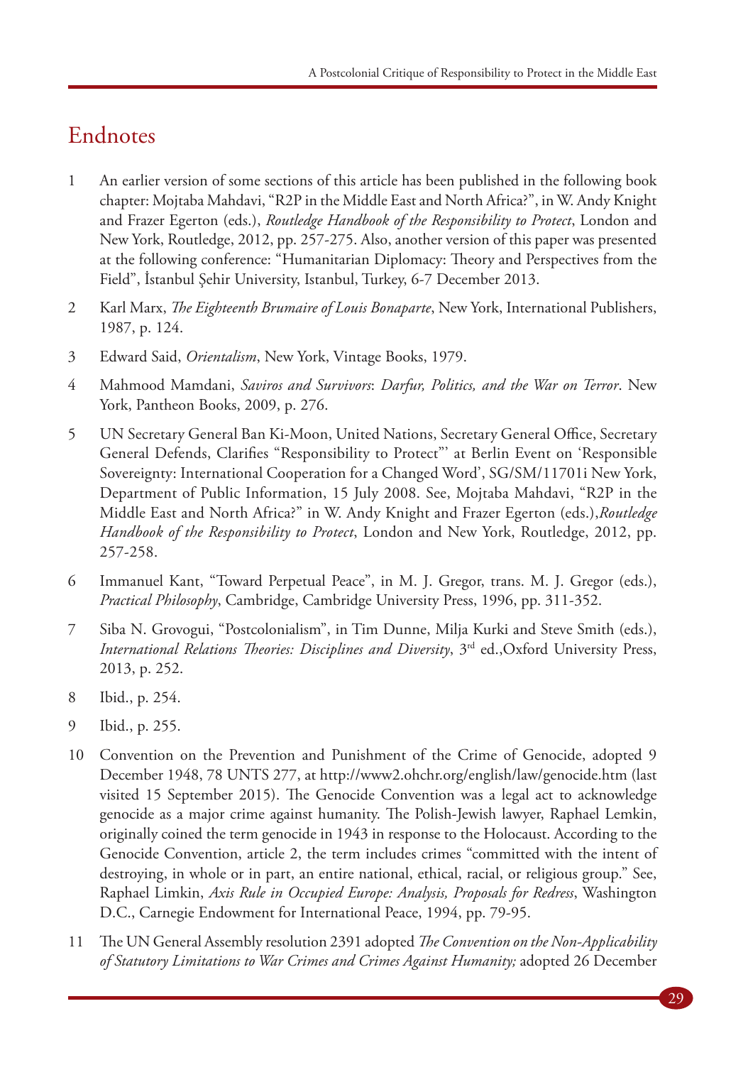## Endnotes

1 An earlier version of some sections of this article has been published in the following book chapter: Mojtaba Mahdavi, "R2P in the Middle East and North Africa?", in W. Andy Knight and Frazer Egerton (eds.), *Routledge Handbook of the Responsibility to Protect*, London and New York, Routledge, 2012, pp. 257-275. Also, another version of this paper was presented at the following conference: "Humanitarian Diplomacy: Theory and Perspectives from the Field", İstanbul Şehir University, Istanbul, Turkey, 6-7 December 2013.

2 Karl Marx, *The Eighteenth Brumaire of Louis Bonaparte*, New York, International Publishers, 1987, p. 124.

3 Edward Said, *Orientalism*, New York, Vintage Books, 1979.

4 Mahmood Mamdani, *Saviros and Survivors*: *Darfur, Politics, and the War on Terror*. New York, Pantheon Books, 2009, p. 276.

5 UN Secretary General Ban Ki-Moon, United Nations, Secretary General Office, Secretary General Defends, Clarifies "Responsibility to Protect"' at Berlin Event on 'Responsible Sovereignty: International Cooperation for a Changed Word', SG/SM/11701i New York, Department of Public Information, 15 July 2008. See, Mojtaba Mahdavi, "R2P in the Middle East and North Africa?" in W. Andy Knight and Frazer Egerton (eds.),*Routledge Handbook of the Responsibility to Protect*, London and New York, Routledge, 2012, pp. 257-258.

6 Immanuel Kant, "Toward Perpetual Peace", in M. J. Gregor, trans. M. J. Gregor (eds.), *Practical Philosophy*, Cambridge, Cambridge University Press, 1996, pp. 311-352.

7 Siba N. Grovogui, "Postcolonialism", in Tim Dunne, Milja Kurki and Steve Smith (eds.), *International Relations Theories: Disciplines and Diversity*, 3rd ed.,Oxford University Press, 2013, p. 252.

8 Ibid., p. 254.

9 Ibid., p. 255.

10 Convention on the Prevention and Punishment of the Crime of Genocide, adopted 9 December 1948, 78 UNTS 277, at http://www2.ohchr.org/english/law/genocide.htm (last visited 15 September 2015). The Genocide Convention was a legal act to acknowledge genocide as a major crime against humanity. The Polish-Jewish lawyer, Raphael Lemkin, originally coined the term genocide in 1943 in response to the Holocaust. According to the Genocide Convention, article 2, the term includes crimes "committed with the intent of destroying, in whole or in part, an entire national, ethical, racial, or religious group." See, Raphael Limkin, *Axis Rule in Occupied Europe: Analysis, Proposals for Redress*, Washington D.C., Carnegie Endowment for International Peace, 1994, pp. 79-95.

11 The UN General Assembly resolution 2391 adopted *The Convention on the Non-Applicability of Statutory Limitations to War Crimes and Crimes Against Humanity;* adopted 26 December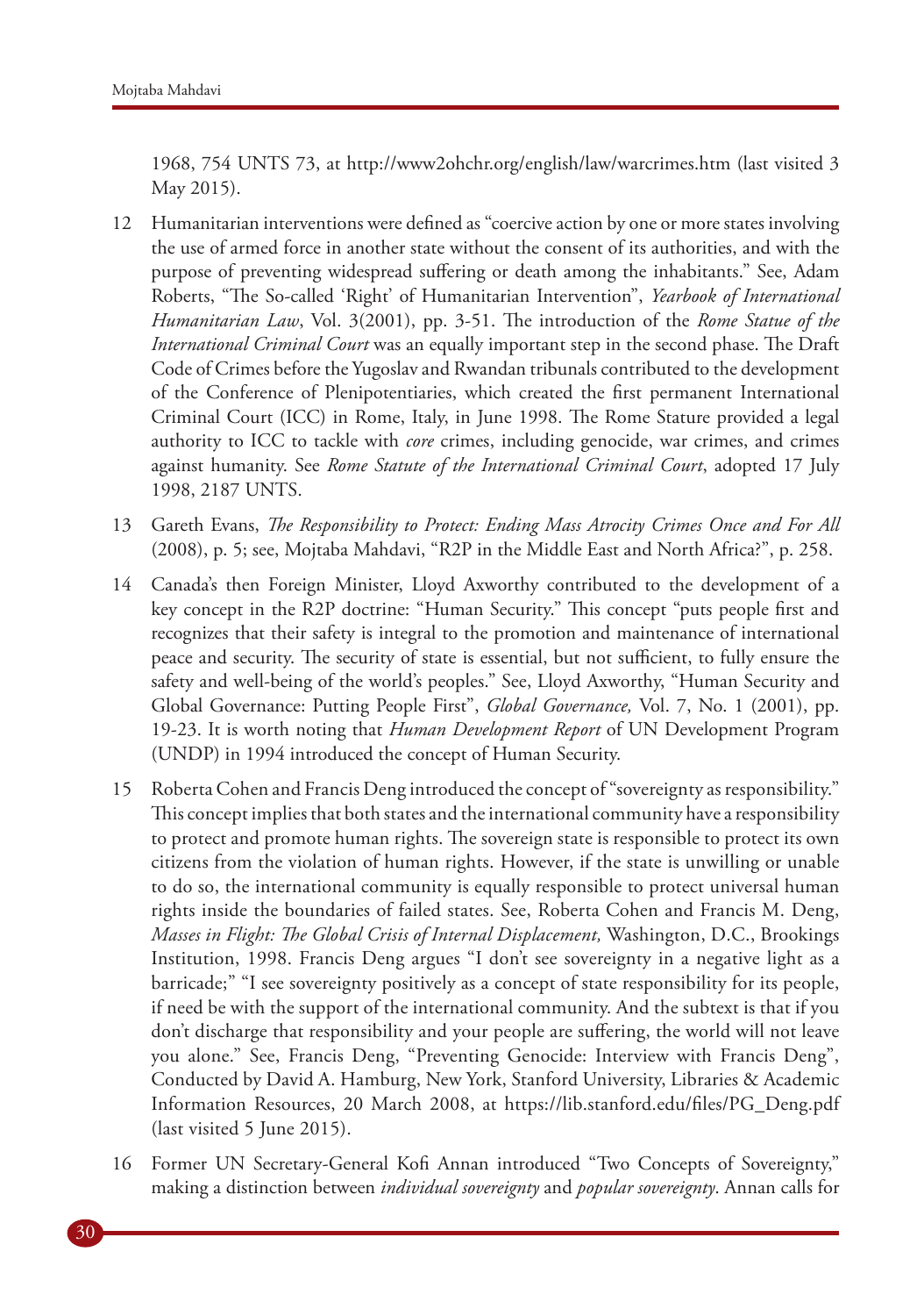1968, 754 UNTS 73, at http://www2ohchr.org/english/law/warcrimes.htm (last visited 3 May 2015).

12 Humanitarian interventions were defined as "coercive action by one or more states involving the use of armed force in another state without the consent of its authorities, and with the purpose of preventing widespread suffering or death among the inhabitants." See, Adam Roberts, "The So-called 'Right' of Humanitarian Intervention", *Yearbook of International Humanitarian Law*, Vol. 3(2001), pp. 3-51. The introduction of the *Rome Statue of the International Criminal Court* was an equally important step in the second phase. The Draft Code of Crimes before the Yugoslav and Rwandan tribunals contributed to the development of the Conference of Plenipotentiaries, which created the first permanent International Criminal Court (ICC) in Rome, Italy, in June 1998. The Rome Stature provided a legal authority to ICC to tackle with *core* crimes, including genocide, war crimes, and crimes against humanity. See *Rome Statute of the International Criminal Court*, adopted 17 July 1998, 2187 UNTS.

13 Gareth Evans, *The Responsibility to Protect: Ending Mass Atrocity Crimes Once and For All* (2008), p. 5; see, Mojtaba Mahdavi, "R2P in the Middle East and North Africa?", p. 258.

14 Canada's then Foreign Minister, Lloyd Axworthy contributed to the development of a key concept in the R2P doctrine: "Human Security." This concept "puts people first and recognizes that their safety is integral to the promotion and maintenance of international peace and security. The security of state is essential, but not sufficient, to fully ensure the safety and well-being of the world's peoples." See, Lloyd Axworthy, "Human Security and Global Governance: Putting People First", *Global Governance,* Vol. 7, No. 1 (2001), pp. 19-23. It is worth noting that *Human Development Report* of UN Development Program (UNDP) in 1994 introduced the concept of Human Security.

15 Roberta Cohen and Francis Deng introduced the concept of "sovereignty as responsibility." This concept implies that both states and the international community have a responsibility to protect and promote human rights. The sovereign state is responsible to protect its own citizens from the violation of human rights. However, if the state is unwilling or unable to do so, the international community is equally responsible to protect universal human rights inside the boundaries of failed states. See, Roberta Cohen and Francis M. Deng, *Masses in Flight: The Global Crisis of Internal Displacement,* Washington, D.C., Brookings Institution, 1998. Francis Deng argues "I don't see sovereignty in a negative light as a barricade;" "I see sovereignty positively as a concept of state responsibility for its people, if need be with the support of the international community. And the subtext is that if you don't discharge that responsibility and your people are suffering, the world will not leave you alone." See, Francis Deng, "Preventing Genocide: Interview with Francis Deng", Conducted by David A. Hamburg, New York, Stanford University, Libraries & Academic Information Resources, 20 March 2008, at https://lib.stanford.edu/files/PG_Deng.pdf (last visited 5 June 2015).

16 Former UN Secretary-General Kofi Annan introduced "Two Concepts of Sovereignty," making a distinction between *individual sovereignty* and *popular sovereignty*. Annan calls for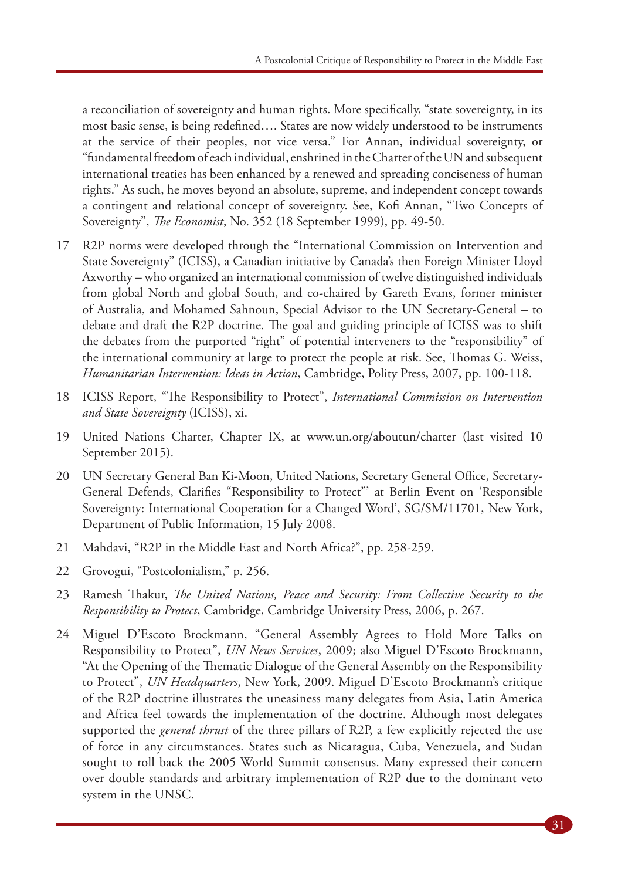a reconciliation of sovereignty and human rights. More specifically, "state sovereignty, in its most basic sense, is being redefined…. States are now widely understood to be instruments at the service of their peoples, not vice versa." For Annan, individual sovereignty, or "fundamental freedom of each individual, enshrined in the Charter of the UN and subsequent international treaties has been enhanced by a renewed and spreading conciseness of human rights." As such, he moves beyond an absolute, supreme, and independent concept towards a contingent and relational concept of sovereignty. See, Kofi Annan, "Two Concepts of Sovereignty", *The Economist*, No. 352 (18 September 1999), pp. 49-50.

17 R2P norms were developed through the "International Commission on Intervention and State Sovereignty" (ICISS), a Canadian initiative by Canada's then Foreign Minister Lloyd Axworthy – who organized an international commission of twelve distinguished individuals from global North and global South, and co-chaired by Gareth Evans, former minister of Australia, and Mohamed Sahnoun, Special Advisor to the UN Secretary-General – to debate and draft the R2P doctrine. The goal and guiding principle of ICISS was to shift the debates from the purported "right" of potential interveners to the "responsibility" of the international community at large to protect the people at risk. See, Thomas G. Weiss, *Humanitarian Intervention: Ideas in Action*, Cambridge, Polity Press, 2007, pp. 100-118.

18 ICISS Report, "The Responsibility to Protect", *International Commission on Intervention and State Sovereignty* (ICISS), xi.

19 United Nations Charter, Chapter IX, at www.un.org/aboutun/charter (last visited 10 September 2015).

20 UN Secretary General Ban Ki-Moon, United Nations, Secretary General Office, Secretary-General Defends, Clarifies "Responsibility to Protect"' at Berlin Event on 'Responsible Sovereignty: International Cooperation for a Changed Word', SG/SM/11701, New York, Department of Public Information, 15 July 2008.

21 Mahdavi, "R2P in the Middle East and North Africa?", pp. 258-259.

22 Grovogui, "Postcolonialism," p. 256.

23 Ramesh Thakur, *The United Nations, Peace and Security: From Collective Security to the Responsibility to Protect*, Cambridge, Cambridge University Press, 2006, p. 267.

24 Miguel D'Escoto Brockmann, "General Assembly Agrees to Hold More Talks on Responsibility to Protect", *UN News Services*, 2009; also Miguel D'Escoto Brockmann, "At the Opening of the Thematic Dialogue of the General Assembly on the Responsibility to Protect", *UN Headquarters*, New York, 2009. Miguel D'Escoto Brockmann's critique of the R2P doctrine illustrates the uneasiness many delegates from Asia, Latin America and Africa feel towards the implementation of the doctrine. Although most delegates supported the *general thrust* of the three pillars of R2P, a few explicitly rejected the use of force in any circumstances. States such as Nicaragua, Cuba, Venezuela, and Sudan sought to roll back the 2005 World Summit consensus. Many expressed their concern over double standards and arbitrary implementation of R2P due to the dominant veto system in the UNSC.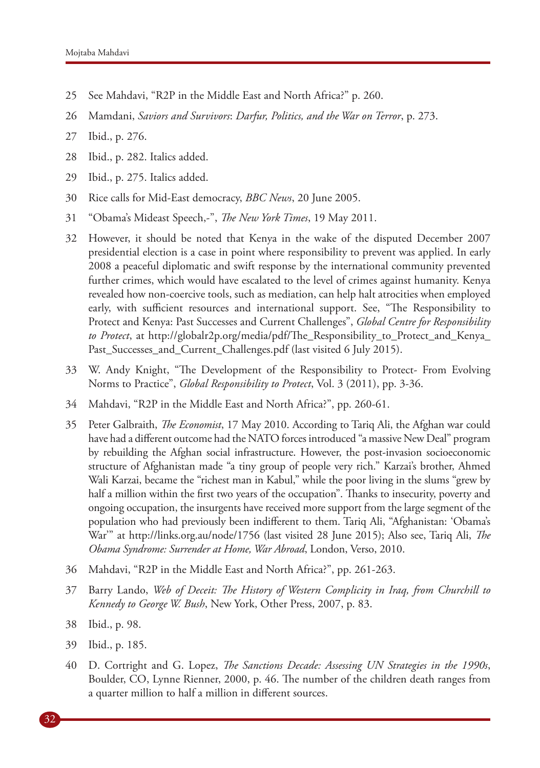25 See Mahdavi, "R2P in the Middle East and North Africa?" p. 260.

26 Mamdani, *Saviors and Survivors*: *Darfur, Politics, and the War on Terror*, p. 273.

27 Ibid., p. 276.

28 Ibid., p. 282. Italics added.

29 Ibid., p. 275. Italics added.

30 Rice calls for Mid-East democracy, *BBC News*, 20 June 2005.

31 "Obama's Mideast Speech,-", *The New York Times*, 19 May 2011.

32 However, it should be noted that Kenya in the wake of the disputed December 2007 presidential election is a case in point where responsibility to prevent was applied. In early 2008 a peaceful diplomatic and swift response by the international community prevented further crimes, which would have escalated to the level of crimes against humanity. Kenya revealed how non-coercive tools, such as mediation, can help halt atrocities when employed early, with sufficient resources and international support. See, "The Responsibility to Protect and Kenya: Past Successes and Current Challenges", *Global Centre for Responsibility to Protect*, at http://globalr2p.org/media/pdf/The_Responsibility_to_Protect_and_Kenya_Past_Successes_and_Current_Challenges.pdf (last visited 6 July 2015).

33 W. Andy Knight, "The Development of the Responsibility to Protect- From Evolving Norms to Practice", *Global Responsibility to Protect*, Vol. 3 (2011), pp. 3-36.

34 Mahdavi, "R2P in the Middle East and North Africa?", pp. 260-61.

35 Peter Galbraith, *The Economist*, 17 May 2010. According to Tariq Ali, the Afghan war could have had a different outcome had the NATO forces introduced "a massive New Deal" program by rebuilding the Afghan social infrastructure. However, the post-invasion socioeconomic structure of Afghanistan made "a tiny group of people very rich." Karzai's brother, Ahmed Wali Karzai, became the "richest man in Kabul," while the poor living in the slums "grew by half a million within the first two years of the occupation". Thanks to insecurity, poverty and ongoing occupation, the insurgents have received more support from the large segment of the population who had previously been indifferent to them. Tariq Ali, "Afghanistan: 'Obama's War'" at http://links.org.au/node/1756 (last visited 28 June 2015); Also see, Tariq Ali, *The Obama Syndrome: Surrender at Home, War Abroad*, London, Verso, 2010.

36 Mahdavi, "R2P in the Middle East and North Africa?", pp. 261-263.

37 Barry Lando, *Web of Deceit: The History of Western Complicity in Iraq, from Churchill to Kennedy to George W. Bush*, New York, Other Press, 2007, p. 83.

38 Ibid., p. 98.

39 Ibid., p. 185.

40 D. Cortright and G. Lopez, *The Sanctions Decade: Assessing UN Strategies in the 1990s*, Boulder, CO, Lynne Rienner, 2000, p. 46. The number of the children death ranges from a quarter million to half a million in different sources.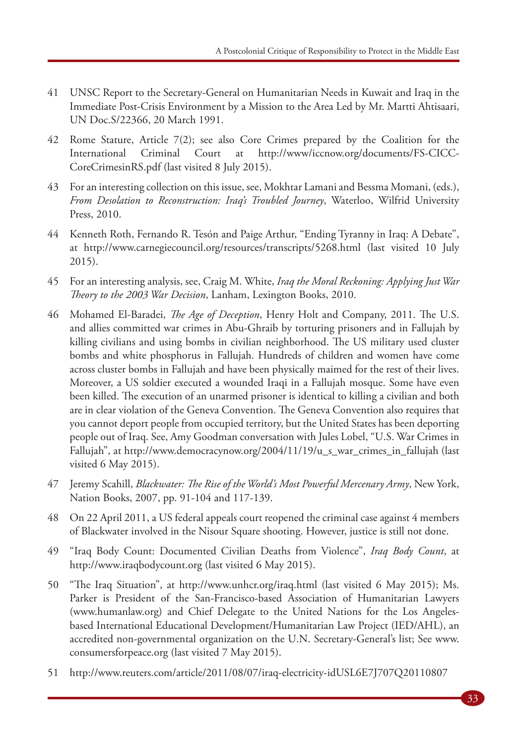41 UNSC Report to the Secretary-General on Humanitarian Needs in Kuwait and Iraq in the Immediate Post-Crisis Environment by a Mission to the Area Led by Mr. Martti Ahtisaari, UN Doc.S/22366, 20 March 1991.

42 Rome Stature, Article 7(2); see also Core Crimes prepared by the Coalition for the International Criminal Court at http://www/iccnow.org/documents/FS-CICC-CoreCrimesinRS.pdf (last visited 8 July 2015).

43 For an interesting collection on this issue, see, Mokhtar Lamani and Bessma Momani, (eds.), *From Desolation to Reconstruction: Iraq's Troubled Journey*, Waterloo, Wilfrid University Press, 2010.

44 Kenneth Roth, Fernando R. Tesón and Paige Arthur, "Ending Tyranny in Iraq: A Debate", at http://www.carnegiecouncil.org/resources/transcripts/5268.html (last visited 10 July 2015).

45 For an interesting analysis, see, Craig M. White, *Iraq the Moral Reckoning: Applying Just War Theory to the 2003 War Decision*, Lanham, Lexington Books, 2010.

46 Mohamed El-Baradei, *The Age of Deception*, Henry Holt and Company, 2011. The U.S. and allies committed war crimes in Abu-Ghraib by torturing prisoners and in Fallujah by killing civilians and using bombs in civilian neighborhood. The US military used cluster bombs and white phosphorus in Fallujah. Hundreds of children and women have come across cluster bombs in Fallujah and have been physically maimed for the rest of their lives. Moreover, a US soldier executed a wounded Iraqi in a Fallujah mosque. Some have even been killed. The execution of an unarmed prisoner is identical to killing a civilian and both are in clear violation of the Geneva Convention. The Geneva Convention also requires that you cannot deport people from occupied territory, but the United States has been deporting people out of Iraq. See, Amy Goodman conversation with Jules Lobel, "U.S. War Crimes in Fallujah", at http://www.democracynow.org/2004/11/19/u_s_war_crimes_in_fallujah (last visited 6 May 2015).

47 Jeremy Scahill, *Blackwater: The Rise of the World's Most Powerful Mercenary Army*, New York, Nation Books, 2007, pp. 91-104 and 117-139.

48 On 22 April 2011, a US federal appeals court reopened the criminal case against 4 members of Blackwater involved in the Nisour Square shooting. However, justice is still not done.

49 "Iraq Body Count: Documented Civilian Deaths from Violence", *Iraq Body Count*, at http://www.iraqbodycount.org (last visited 6 May 2015).

50 "The Iraq Situation", at http://www.unhcr.org/iraq.html (last visited 6 May 2015); Ms. Parker is President of the San-Francisco-based Association of Humanitarian Lawyers (www.humanlaw.org) and Chief Delegate to the United Nations for the Los Angeles-based International Educational Development/Humanitarian Law Project (IED/AHL), an accredited non-governmental organization on the U.N. Secretary-General's list; See www.consumersforpeace.org (last visited 7 May 2015).

51 http://www.reuters.com/article/2011/08/07/iraq-electricity-idUSL6E7J707Q20110807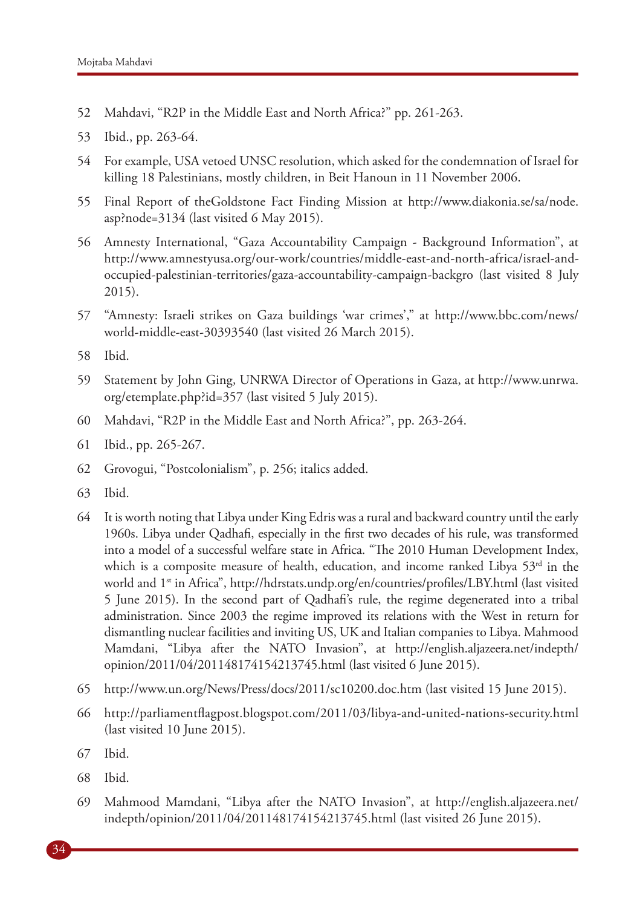52 Mahdavi, "R2P in the Middle East and North Africa?" pp. 261-263.

53 Ibid., pp. 263-64.

54 For example, USA vetoed UNSC resolution, which asked for the condemnation of Israel for killing 18 Palestinians, mostly children, in Beit Hanoun in 11 November 2006.

55 Final Report of theGoldstone Fact Finding Mission at http://www.diakonia.se/sa/node.asp?node=3134 (last visited 6 May 2015).

56 Amnesty International, "Gaza Accountability Campaign - Background Information", at http://www.amnestyusa.org/our-work/countries/middle-east-and-north-africa/israel-and-occupied-palestinian-territories/gaza-accountability-campaign-backgro (last visited 8 July 2015).

57 "Amnesty: Israeli strikes on Gaza buildings 'war crimes'," at http://www.bbc.com/news/world-middle-east-30393540 (last visited 26 March 2015).

58 Ibid.

59 Statement by John Ging, UNRWA Director of Operations in Gaza, at http://www.unrwa.org/etemplate.php?id=357 (last visited 5 July 2015).

60 Mahdavi, "R2P in the Middle East and North Africa?", pp. 263-264.

61 Ibid., pp. 265-267.

62 Grovogui, "Postcolonialism", p. 256; italics added.

63 Ibid.

64 It is worth noting that Libya under King Edris was a rural and backward country until the early 1960s. Libya under Qadhafi, especially in the first two decades of his rule, was transformed into a model of a successful welfare state in Africa. "The 2010 Human Development Index, which is a composite measure of health, education, and income ranked Libya 53rd in the world and 1st in Africa", http://hdrstats.undp.org/en/countries/profiles/LBY.html (last visited 5 June 2015). In the second part of Qadhafi's rule, the regime degenerated into a tribal administration. Since 2003 the regime improved its relations with the West in return for dismantling nuclear facilities and inviting US, UK and Italian companies to Libya. Mahmood Mamdani, "Libya after the NATO Invasion", at http://english.aljazeera.net/indepth/opinion/2011/04/201148174154213745.html (last visited 6 June 2015).

65 http://www.un.org/News/Press/docs/2011/sc10200.doc.htm (last visited 15 June 2015).

66 http://parliamentflagpost.blogspot.com/2011/03/libya-and-united-nations-security.html (last visited 10 June 2015).

67 Ibid.

68 Ibid.

69 Mahmood Mamdani, "Libya after the NATO Invasion", at http://english.aljazeera.net/indepth/opinion/2011/04/201148174154213745.html (last visited 26 June 2015).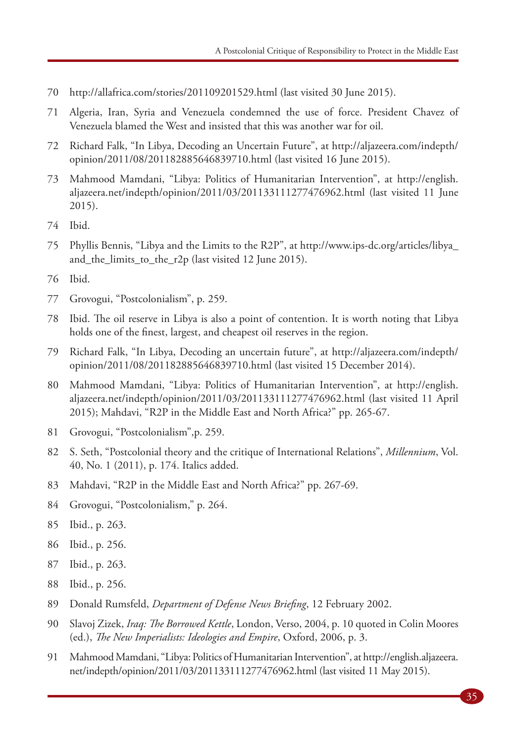70 http://allafrica.com/stories/201109201529.html (last visited 30 June 2015).

71 Algeria, Iran, Syria and Venezuela condemned the use of force. President Chavez of Venezuela blamed the West and insisted that this was another war for oil.

72 Richard Falk, "In Libya, Decoding an Uncertain Future", at http://aljazeera.com/indepth/opinion/2011/08/201182885646839710.html (last visited 16 June 2015).

73 Mahmood Mamdani, "Libya: Politics of Humanitarian Intervention", at http://english.aljazeera.net/indepth/opinion/2011/03/201133111277476962.html (last visited 11 June 2015).

74 Ibid.

75 Phyllis Bennis, "Libya and the Limits to the R2P", at http://www.ips-dc.org/articles/libya_and_the_limits_to_the_r2p (last visited 12 June 2015).

76 Ibid.

77 Grovogui, "Postcolonialism", p. 259.

78 Ibid. The oil reserve in Libya is also a point of contention. It is worth noting that Libya holds one of the finest, largest, and cheapest oil reserves in the region.

79 Richard Falk, "In Libya, Decoding an uncertain future", at http://aljazeera.com/indepth/opinion/2011/08/201182885646839710.html (last visited 15 December 2014).

80 Mahmood Mamdani, "Libya: Politics of Humanitarian Intervention", at http://english.aljazeera.net/indepth/opinion/2011/03/201133111277476962.html (last visited 11 April 2015); Mahdavi, "R2P in the Middle East and North Africa?" pp. 265-67.

81 Grovogui, "Postcolonialism",p. 259.

82 S. Seth, "Postcolonial theory and the critique of International Relations", *Millennium*, Vol. 40, No. 1 (2011), p. 174. Italics added.

83 Mahdavi, "R2P in the Middle East and North Africa?" pp. 267-69.

84 Grovogui, "Postcolonialism," p. 264.

85 Ibid., p. 263.

86 Ibid., p. 256.

87 Ibid., p. 263.

88 Ibid., p. 256.

89 Donald Rumsfeld, *Department of Defense News Briefing*, 12 February 2002.

90 Slavoj Zizek, *Iraq: The Borrowed Kettle*, London, Verso, 2004, p. 10 quoted in Colin Moores (ed.), *The New Imperialists: Ideologies and Empire*, Oxford, 2006, p. 3.

91 Mahmood Mamdani, "Libya: Politics of Humanitarian Intervention", at http://english.aljazeera.net/indepth/opinion/2011/03/201133111277476962.html (last visited 11 May 2015).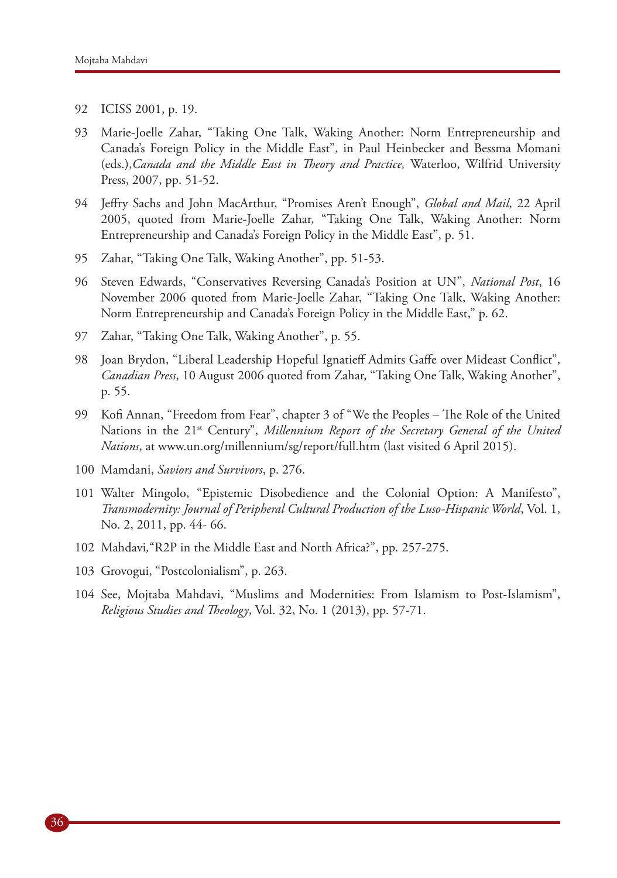92 ICISS 2001, p. 19.

93 Marie-Joelle Zahar, "Taking One Talk, Waking Another: Norm Entrepreneurship and Canada's Foreign Policy in the Middle East", in Paul Heinbecker and Bessma Momani (eds.),*Canada and the Middle East in Theory and Practice,* Waterloo, Wilfrid University Press, 2007, pp. 51-52.

94 Jeffry Sachs and John MacArthur, "Promises Aren't Enough", *Global and Mail*, 22 April 2005, quoted from Marie-Joelle Zahar, "Taking One Talk, Waking Another: Norm Entrepreneurship and Canada's Foreign Policy in the Middle East", p. 51.

95 Zahar, "Taking One Talk, Waking Another", pp. 51-53.

96 Steven Edwards, "Conservatives Reversing Canada's Position at UN", *National Post*, 16 November 2006 quoted from Marie-Joelle Zahar, "Taking One Talk, Waking Another: Norm Entrepreneurship and Canada's Foreign Policy in the Middle East," p. 62.

97 Zahar, "Taking One Talk, Waking Another", p. 55.

98 Joan Brydon, "Liberal Leadership Hopeful Ignatieff Admits Gaffe over Mideast Conflict", *Canadian Press*, 10 August 2006 quoted from Zahar, "Taking One Talk, Waking Another", p. 55.

99 Kofi Annan, "Freedom from Fear", chapter 3 of "We the Peoples – The Role of the United Nations in the 21st Century", *Millennium Report of the Secretary General of the United Nations*, at www.un.org/millennium/sg/report/full.htm (last visited 6 April 2015).

100 Mamdani, *Saviors and Survivors*, p. 276.

101 Walter Mingolo, "Epistemic Disobedience and the Colonial Option: A Manifesto", *Transmodernity: Journal of Peripheral Cultural Production of the Luso-Hispanic World*, Vol. 1, No. 2, 2011, pp. 44- 66.

102 Mahdavi,"R2P in the Middle East and North Africa?", pp. 257-275.

103 Grovogui, "Postcolonialism", p. 263.

104 See, Mojtaba Mahdavi, "Muslims and Modernities: From Islamism to Post-Islamism", *Religious Studies and Theology*, Vol. 32, No. 1 (2013), pp. 57-71.